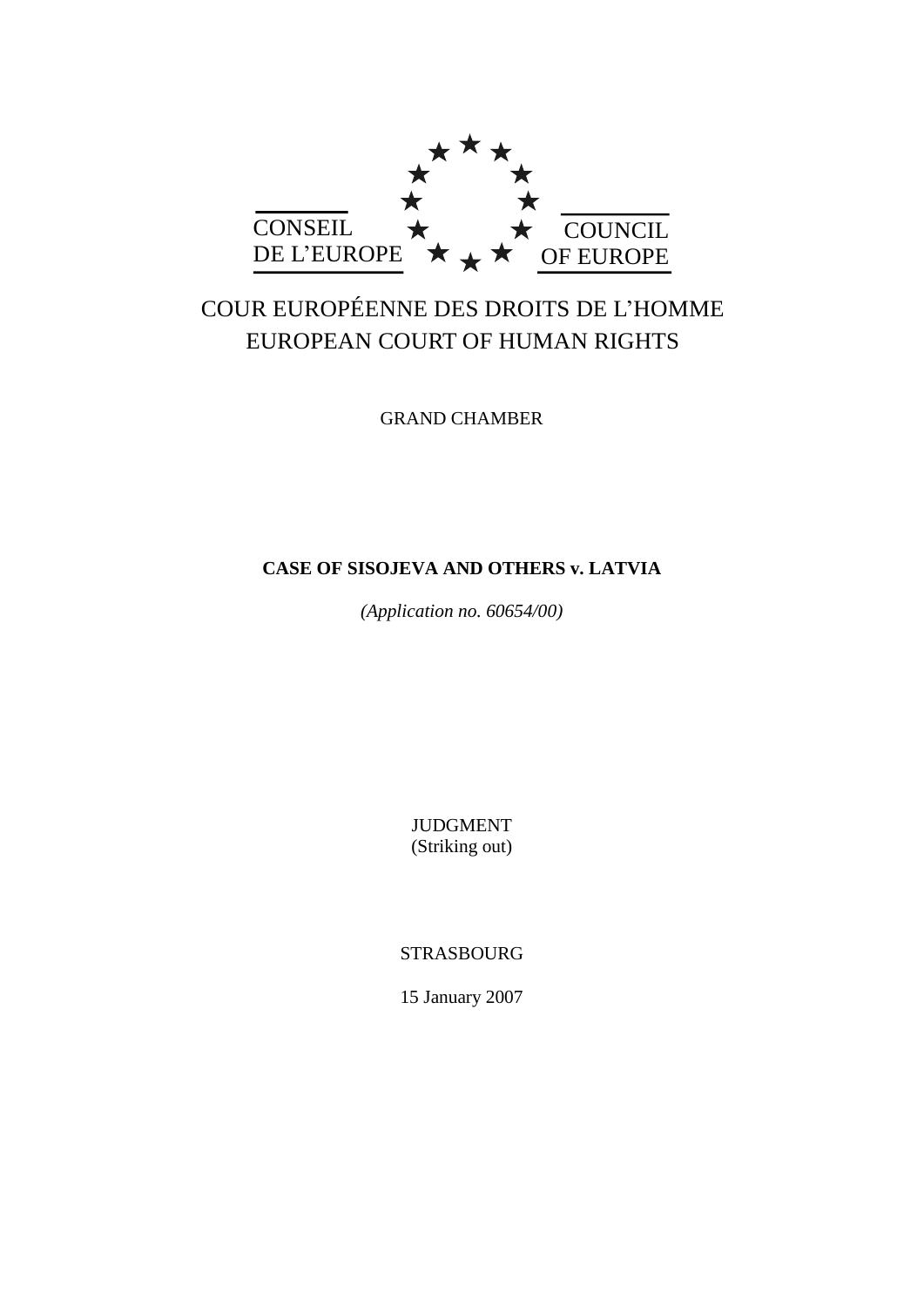CONSEIL DE L'EUROPE

COUNCIL OF EUROPE

COUR EUROPÉENNE DES DROITS DE L'HOMME
EUROPEAN COURT OF HUMAN RIGHTS

GRAND CHAMBER

**CASE OF SISOJEVA AND OTHERS v. LATVIA**

*(Application no. 60654/00)*

JUDGMENT
(Striking out)

STRASBOURG

15 January 2007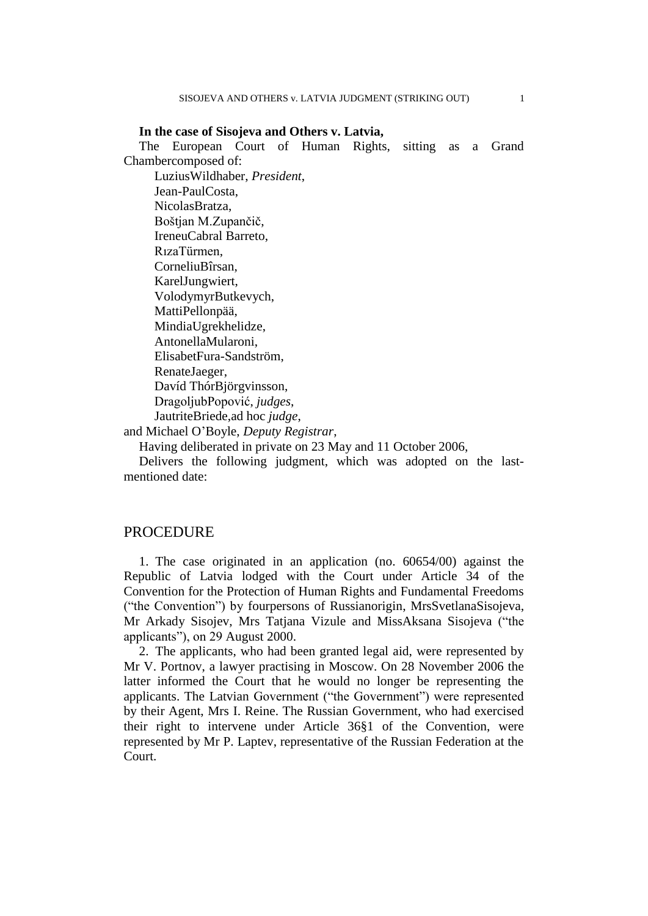**In the case of Sisojeva and Others v. Latvia,**

The European Court of Human Rights, sitting as a Grand Chamber composed of:

Luzius Wildhaber, *President*,
Jean-Paul Costa,
Nicolas Bratza,
Boštjan M. Zupančič,
Ireneu Cabral Barreto,
Rıza Türmen,
Corneliu Bîrsan,
Karel Jungwiert,
Volodymyr Butkevych,
Matti Pellonpää,
Mindia Ugrekhelidze,
Antonella Mularoni,
Elisabet Fura-Sandström,
Renate Jaeger,
Davíd Thór Björgvinsson,
Dragoljub Popović, *judges*,
Jautrite Briede, ad hoc *judge*,

and Michael O'Boyle, *Deputy Registrar*,

Having deliberated in private on 23 May and 11 October 2006,

Delivers the following judgment, which was adopted on the last-mentioned date:

## PROCEDURE

1. The case originated in an application (no. 60654/00) against the Republic of Latvia lodged with the Court under Article 34 of the Convention for the Protection of Human Rights and Fundamental Freedoms ("the Convention") by four persons of Russian origin, Mrs Svetlana Sisojeva, Mr Arkady Sisojev, Mrs Tatjana Vizule and Miss Aksana Sisojeva ("the applicants"), on 29 August 2000.

2. The applicants, who had been granted legal aid, were represented by Mr V. Portnov, a lawyer practising in Moscow. On 28 November 2006 the latter informed the Court that he would no longer be representing the applicants. The Latvian Government ("the Government") were represented by their Agent, Mrs I. Reine. The Russian Government, who had exercised their right to intervene under Article 36§1 of the Convention, were represented by Mr P. Laptev, representative of the Russian Federation at the Court.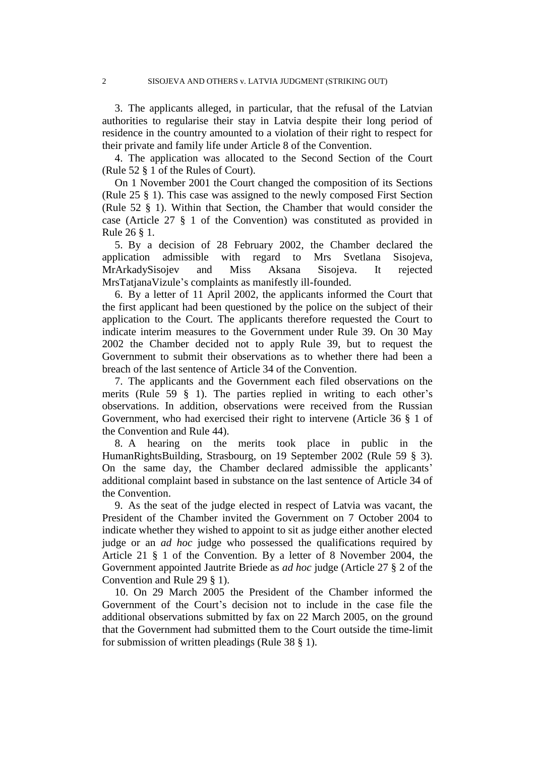3. The applicants alleged, in particular, that the refusal of the Latvian authorities to regularise their stay in Latvia despite their long period of residence in the country amounted to a violation of their right to respect for their private and family life under Article 8 of the Convention.

4. The application was allocated to the Second Section of the Court (Rule 52 § 1 of the Rules of Court).

On 1 November 2001 the Court changed the composition of its Sections (Rule 25 § 1). This case was assigned to the newly composed First Section (Rule 52 § 1). Within that Section, the Chamber that would consider the case (Article 27 § 1 of the Convention) was constituted as provided in Rule 26 § 1.

5. By a decision of 28 February 2002, the Chamber declared the application admissible with regard to Mrs Svetlana Sisojeva, MrArkadySisojev and Miss Aksana Sisojeva. It rejected MrsTatjanaVizule's complaints as manifestly ill-founded.

6. By a letter of 11 April 2002, the applicants informed the Court that the first applicant had been questioned by the police on the subject of their application to the Court. The applicants therefore requested the Court to indicate interim measures to the Government under Rule 39. On 30 May 2002 the Chamber decided not to apply Rule 39, but to request the Government to submit their observations as to whether there had been a breach of the last sentence of Article 34 of the Convention.

7. The applicants and the Government each filed observations on the merits (Rule 59 § 1). The parties replied in writing to each other's observations. In addition, observations were received from the Russian Government, who had exercised their right to intervene (Article 36 § 1 of the Convention and Rule 44).

8. A hearing on the merits took place in public in the HumanRightsBuilding, Strasbourg, on 19 September 2002 (Rule 59 § 3). On the same day, the Chamber declared admissible the applicants' additional complaint based in substance on the last sentence of Article 34 of the Convention.

9. As the seat of the judge elected in respect of Latvia was vacant, the President of the Chamber invited the Government on 7 October 2004 to indicate whether they wished to appoint to sit as judge either another elected judge or an *ad hoc* judge who possessed the qualifications required by Article 21 § 1 of the Convention. By a letter of 8 November 2004, the Government appointed Jautrite Briede as *ad hoc* judge (Article 27 § 2 of the Convention and Rule 29 § 1).

10. On 29 March 2005 the President of the Chamber informed the Government of the Court's decision not to include in the case file the additional observations submitted by fax on 22 March 2005, on the ground that the Government had submitted them to the Court outside the time-limit for submission of written pleadings (Rule 38 § 1).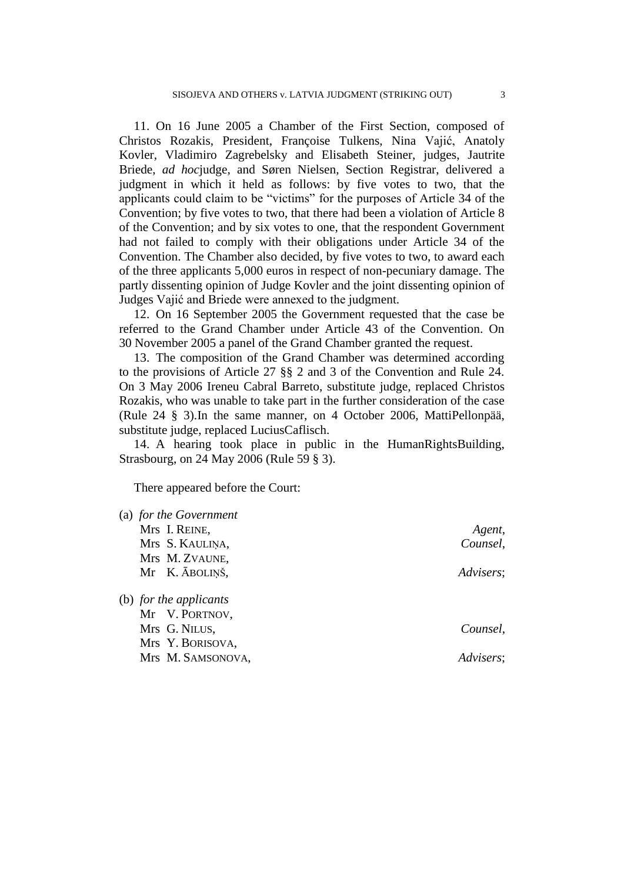11. On 16 June 2005 a Chamber of the First Section, composed of Christos Rozakis, President, Françoise Tulkens, Nina Vajić, Anatoly Kovler, Vladimiro Zagrebelsky and Elisabeth Steiner, judges, Jautrite Briede, *ad hoc*judge, and Søren Nielsen, Section Registrar, delivered a judgment in which it held as follows: by five votes to two, that the applicants could claim to be "victims" for the purposes of Article 34 of the Convention; by five votes to two, that there had been a violation of Article 8 of the Convention; and by six votes to one, that the respondent Government had not failed to comply with their obligations under Article 34 of the Convention. The Chamber also decided, by five votes to two, to award each of the three applicants 5,000 euros in respect of non-pecuniary damage. The partly dissenting opinion of Judge Kovler and the joint dissenting opinion of Judges Vajić and Briede were annexed to the judgment.

12. On 16 September 2005 the Government requested that the case be referred to the Grand Chamber under Article 43 of the Convention. On 30 November 2005 a panel of the Grand Chamber granted the request.

13. The composition of the Grand Chamber was determined according to the provisions of Article 27 §§ 2 and 3 of the Convention and Rule 24. On 3 May 2006 Ireneu Cabral Barreto, substitute judge, replaced Christos Rozakis, who was unable to take part in the further consideration of the case (Rule 24 § 3).In the same manner, on 4 October 2006, MattiPellonpää, substitute judge, replaced LuciusCaflisch.

14. A hearing took place in public in the HumanRightsBuilding, Strasbourg, on 24 May 2006 (Rule 59 § 3).

There appeared before the Court:

(a) *for the Government*

Mrs I. REINE, *Agent*,
Mrs S. KAULIŅA, *Counsel*,
Mrs M. ZVAUNE,
Mr K. ĀBOLIŅŠ, *Advisers*;

(b) *for the applicants*

Mr V. PORTNOV,
Mrs G. NILUS, *Counsel*,
Mrs Y. BORISOVA,
Mrs M. SAMSONOVA, *Advisers*;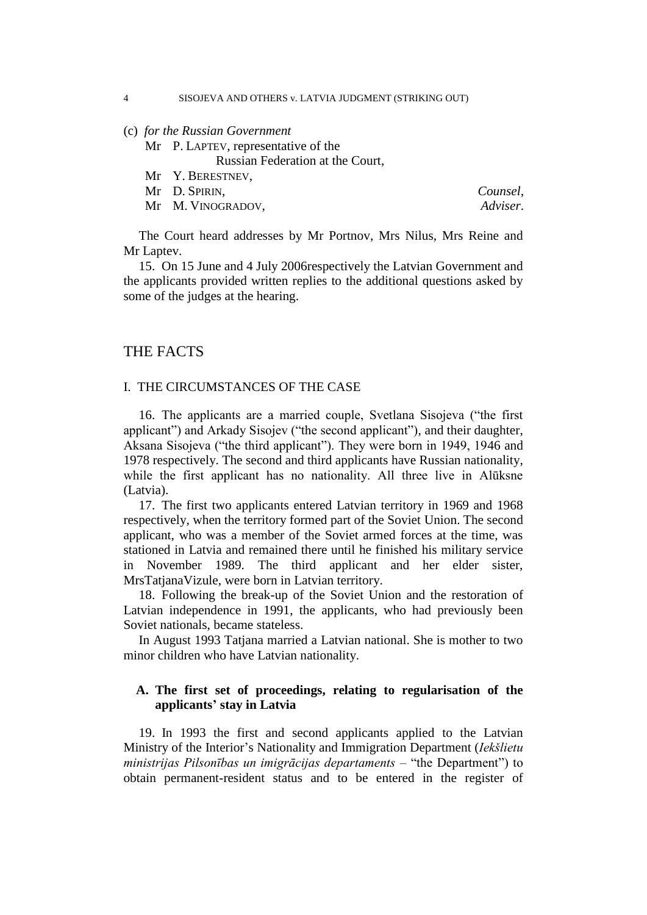(c) *for the Russian Government*

Mr P. LAPTEV, representative of the Russian Federation at the Court,
Mr Y. BERESTNEV,
Mr D. SPIRIN, *Counsel*,
Mr M. VINOGRADOV, *Adviser*.

The Court heard addresses by Mr Portnov, Mrs Nilus, Mrs Reine and Mr Laptev.

15. On 15 June and 4 July 2006respectively the Latvian Government and the applicants provided written replies to the additional questions asked by some of the judges at the hearing.

## THE FACTS

### I. THE CIRCUMSTANCES OF THE CASE

16. The applicants are a married couple, Svetlana Sisojeva ("the first applicant") and Arkady Sisojev ("the second applicant"), and their daughter, Aksana Sisojeva ("the third applicant"). They were born in 1949, 1946 and 1978 respectively. The second and third applicants have Russian nationality, while the first applicant has no nationality. All three live in Alūksne (Latvia).

17. The first two applicants entered Latvian territory in 1969 and 1968 respectively, when the territory formed part of the Soviet Union. The second applicant, who was a member of the Soviet armed forces at the time, was stationed in Latvia and remained there until he finished his military service in November 1989. The third applicant and her elder sister, MrsTatjanaVizule, were born in Latvian territory.

18. Following the break-up of the Soviet Union and the restoration of Latvian independence in 1991, the applicants, who had previously been Soviet nationals, became stateless.

In August 1993 Tatjana married a Latvian national. She is mother to two minor children who have Latvian nationality.

#### A. The first set of proceedings, relating to regularisation of the applicants' stay in Latvia

19. In 1993 the first and second applicants applied to the Latvian Ministry of the Interior's Nationality and Immigration Department (*Iekšlietu ministrijas Pilsonības un imigrācijas departaments* – "the Department") to obtain permanent-resident status and to be entered in the register of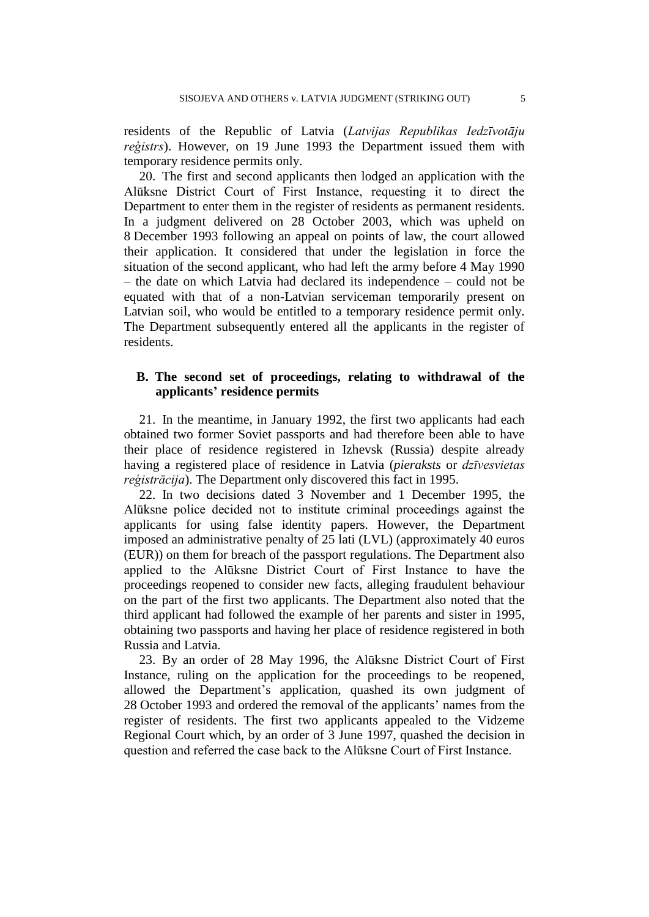residents of the Republic of Latvia (*Latvijas Republikas Iedzīvotāju reģistrs*). However, on 19 June 1993 the Department issued them with temporary residence permits only.

20. The first and second applicants then lodged an application with the Alūksne District Court of First Instance, requesting it to direct the Department to enter them in the register of residents as permanent residents. In a judgment delivered on 28 October 2003, which was upheld on 8 December 1993 following an appeal on points of law, the court allowed their application. It considered that under the legislation in force the situation of the second applicant, who had left the army before 4 May 1990 – the date on which Latvia had declared its independence – could not be equated with that of a non-Latvian serviceman temporarily present on Latvian soil, who would be entitled to a temporary residence permit only. The Department subsequently entered all the applicants in the register of residents.

### B. The second set of proceedings, relating to withdrawal of the applicants' residence permits

21. In the meantime, in January 1992, the first two applicants had each obtained two former Soviet passports and had therefore been able to have their place of residence registered in Izhevsk (Russia) despite already having a registered place of residence in Latvia (*pieraksts* or *dzīvesvietas reģistrācija*). The Department only discovered this fact in 1995.

22. In two decisions dated 3 November and 1 December 1995, the Alūksne police decided not to institute criminal proceedings against the applicants for using false identity papers. However, the Department imposed an administrative penalty of 25 lati (LVL) (approximately 40 euros (EUR)) on them for breach of the passport regulations. The Department also applied to the Alūksne District Court of First Instance to have the proceedings reopened to consider new facts, alleging fraudulent behaviour on the part of the first two applicants. The Department also noted that the third applicant had followed the example of her parents and sister in 1995, obtaining two passports and having her place of residence registered in both Russia and Latvia.

23. By an order of 28 May 1996, the Alūksne District Court of First Instance, ruling on the application for the proceedings to be reopened, allowed the Department's application, quashed its own judgment of 28 October 1993 and ordered the removal of the applicants' names from the register of residents. The first two applicants appealed to the Vidzeme Regional Court which, by an order of 3 June 1997, quashed the decision in question and referred the case back to the Alūksne Court of First Instance.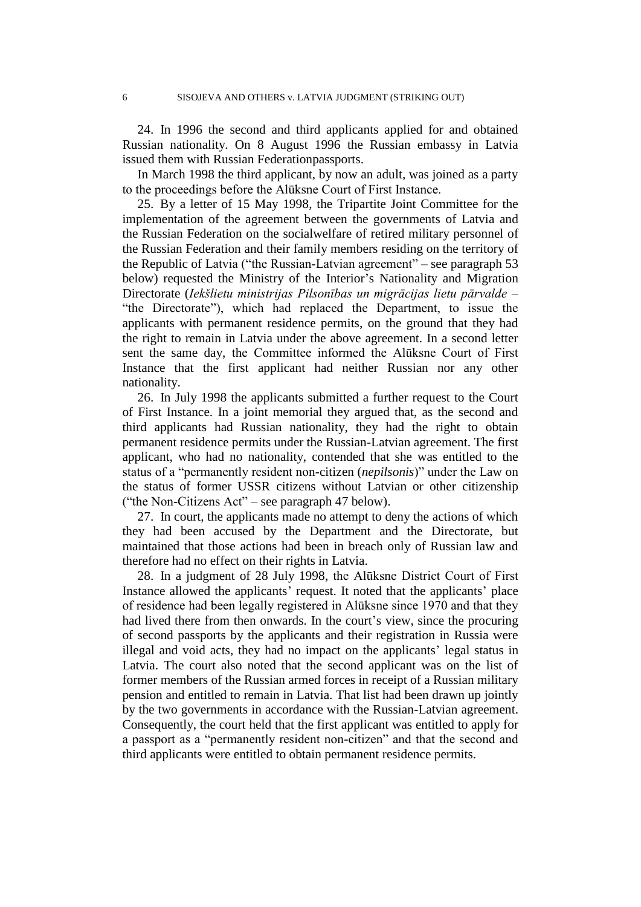24. In 1996 the second and third applicants applied for and obtained Russian nationality. On 8 August 1996 the Russian embassy in Latvia issued them with Russian Federationpassports.

In March 1998 the third applicant, by now an adult, was joined as a party to the proceedings before the Alūksne Court of First Instance.

25. By a letter of 15 May 1998, the Tripartite Joint Committee for the implementation of the agreement between the governments of Latvia and the Russian Federation on the socialwelfare of retired military personnel of the Russian Federation and their family members residing on the territory of the Republic of Latvia ("the Russian-Latvian agreement" – see paragraph 53 below) requested the Ministry of the Interior's Nationality and Migration Directorate (*Iekšlietu ministrijas Pilsonības un migrācijas lietu pārvalde* – "the Directorate"), which had replaced the Department, to issue the applicants with permanent residence permits, on the ground that they had the right to remain in Latvia under the above agreement. In a second letter sent the same day, the Committee informed the Alūksne Court of First Instance that the first applicant had neither Russian nor any other nationality.

26. In July 1998 the applicants submitted a further request to the Court of First Instance. In a joint memorial they argued that, as the second and third applicants had Russian nationality, they had the right to obtain permanent residence permits under the Russian-Latvian agreement. The first applicant, who had no nationality, contended that she was entitled to the status of a "permanently resident non-citizen (*nepilsonis*)" under the Law on the status of former USSR citizens without Latvian or other citizenship ("the Non-Citizens Act" – see paragraph 47 below).

27. In court, the applicants made no attempt to deny the actions of which they had been accused by the Department and the Directorate, but maintained that those actions had been in breach only of Russian law and therefore had no effect on their rights in Latvia.

28. In a judgment of 28 July 1998, the Alūksne District Court of First Instance allowed the applicants' request. It noted that the applicants' place of residence had been legally registered in Alūksne since 1970 and that they had lived there from then onwards. In the court's view, since the procuring of second passports by the applicants and their registration in Russia were illegal and void acts, they had no impact on the applicants' legal status in Latvia. The court also noted that the second applicant was on the list of former members of the Russian armed forces in receipt of a Russian military pension and entitled to remain in Latvia. That list had been drawn up jointly by the two governments in accordance with the Russian-Latvian agreement. Consequently, the court held that the first applicant was entitled to apply for a passport as a "permanently resident non-citizen" and that the second and third applicants were entitled to obtain permanent residence permits.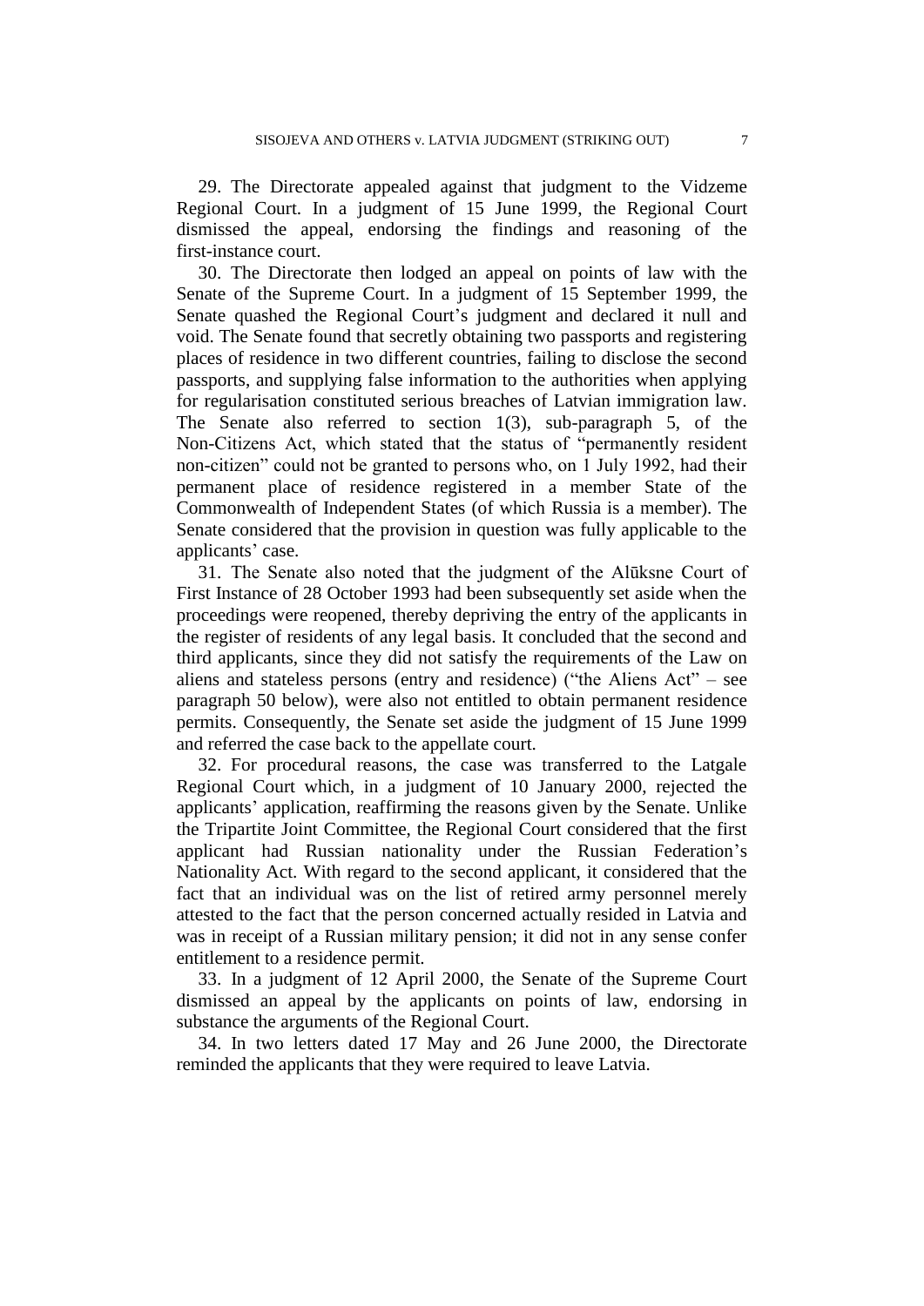29. The Directorate appealed against that judgment to the Vidzeme Regional Court. In a judgment of 15 June 1999, the Regional Court dismissed the appeal, endorsing the findings and reasoning of the first-instance court.

30. The Directorate then lodged an appeal on points of law with the Senate of the Supreme Court. In a judgment of 15 September 1999, the Senate quashed the Regional Court's judgment and declared it null and void. The Senate found that secretly obtaining two passports and registering places of residence in two different countries, failing to disclose the second passports, and supplying false information to the authorities when applying for regularisation constituted serious breaches of Latvian immigration law. The Senate also referred to section 1(3), sub-paragraph 5, of the Non-Citizens Act, which stated that the status of "permanently resident non-citizen" could not be granted to persons who, on 1 July 1992, had their permanent place of residence registered in a member State of the Commonwealth of Independent States (of which Russia is a member). The Senate considered that the provision in question was fully applicable to the applicants' case.

31. The Senate also noted that the judgment of the Alūksne Court of First Instance of 28 October 1993 had been subsequently set aside when the proceedings were reopened, thereby depriving the entry of the applicants in the register of residents of any legal basis. It concluded that the second and third applicants, since they did not satisfy the requirements of the Law on aliens and stateless persons (entry and residence) ("the Aliens Act" – see paragraph 50 below), were also not entitled to obtain permanent residence permits. Consequently, the Senate set aside the judgment of 15 June 1999 and referred the case back to the appellate court.

32. For procedural reasons, the case was transferred to the Latgale Regional Court which, in a judgment of 10 January 2000, rejected the applicants' application, reaffirming the reasons given by the Senate. Unlike the Tripartite Joint Committee, the Regional Court considered that the first applicant had Russian nationality under the Russian Federation's Nationality Act. With regard to the second applicant, it considered that the fact that an individual was on the list of retired army personnel merely attested to the fact that the person concerned actually resided in Latvia and was in receipt of a Russian military pension; it did not in any sense confer entitlement to a residence permit.

33. In a judgment of 12 April 2000, the Senate of the Supreme Court dismissed an appeal by the applicants on points of law, endorsing in substance the arguments of the Regional Court.

34. In two letters dated 17 May and 26 June 2000, the Directorate reminded the applicants that they were required to leave Latvia.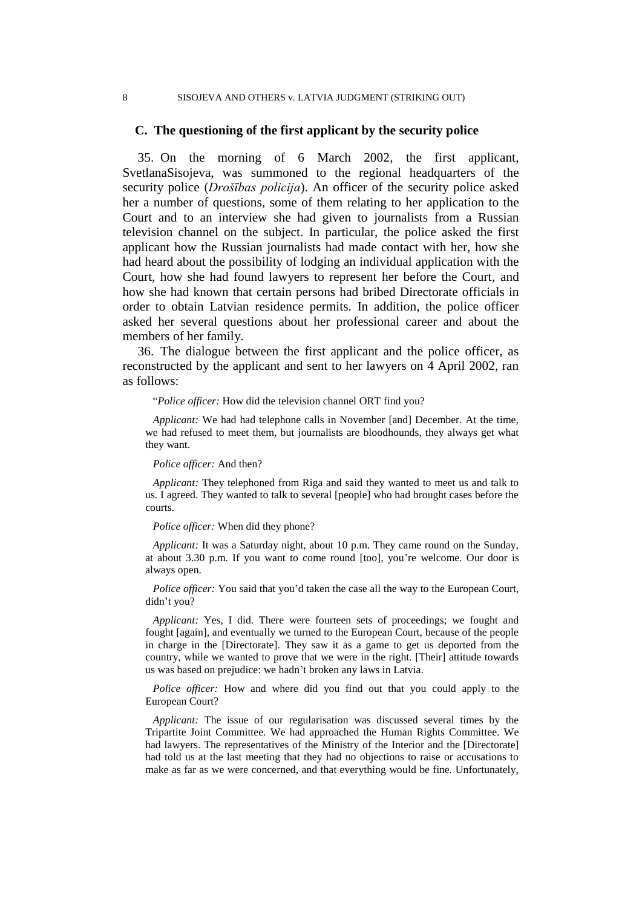### C. The questioning of the first applicant by the security police

35. On the morning of 6 March 2002, the first applicant, SvetlanaSisojeva, was summoned to the regional headquarters of the security police (*Drošības policija*). An officer of the security police asked her a number of questions, some of them relating to her application to the Court and to an interview she had given to journalists from a Russian television channel on the subject. In particular, the police asked the first applicant how the Russian journalists had made contact with her, how she had heard about the possibility of lodging an individual application with the Court, how she had found lawyers to represent her before the Court, and how she had known that certain persons had bribed Directorate officials in order to obtain Latvian residence permits. In addition, the police officer asked her several questions about her professional career and about the members of her family.

36. The dialogue between the first applicant and the police officer, as reconstructed by the applicant and sent to her lawyers on 4 April 2002, ran as follows:

> "*Police officer:* How did the television channel ORT find you?
>
> *Applicant:* We had had telephone calls in November [and] December. At the time, we had refused to meet them, but journalists are bloodhounds, they always get what they want.
>
> *Police officer:* And then?
>
> *Applicant:* They telephoned from Riga and said they wanted to meet us and talk to us. I agreed. They wanted to talk to several [people] who had brought cases before the courts.
>
> *Police officer:* When did they phone?
>
> *Applicant:* It was a Saturday night, about 10 p.m. They came round on the Sunday, at about 3.30 p.m. If you want to come round [too], you're welcome. Our door is always open.
>
> *Police officer:* You said that you'd taken the case all the way to the European Court, didn't you?
>
> *Applicant:* Yes, I did. There were fourteen sets of proceedings; we fought and fought [again], and eventually we turned to the European Court, because of the people in charge in the [Directorate]. They saw it as a game to get us deported from the country, while we wanted to prove that we were in the right. [Their] attitude towards us was based on prejudice: we hadn't broken any laws in Latvia.
>
> *Police officer:* How and where did you find out that you could apply to the European Court?
>
> *Applicant:* The issue of our regularisation was discussed several times by the Tripartite Joint Committee. We had approached the Human Rights Committee. We had lawyers. The representatives of the Ministry of the Interior and the [Directorate] had told us at the last meeting that they had no objections to raise or accusations to make as far as we were concerned, and that everything would be fine. Unfortunately,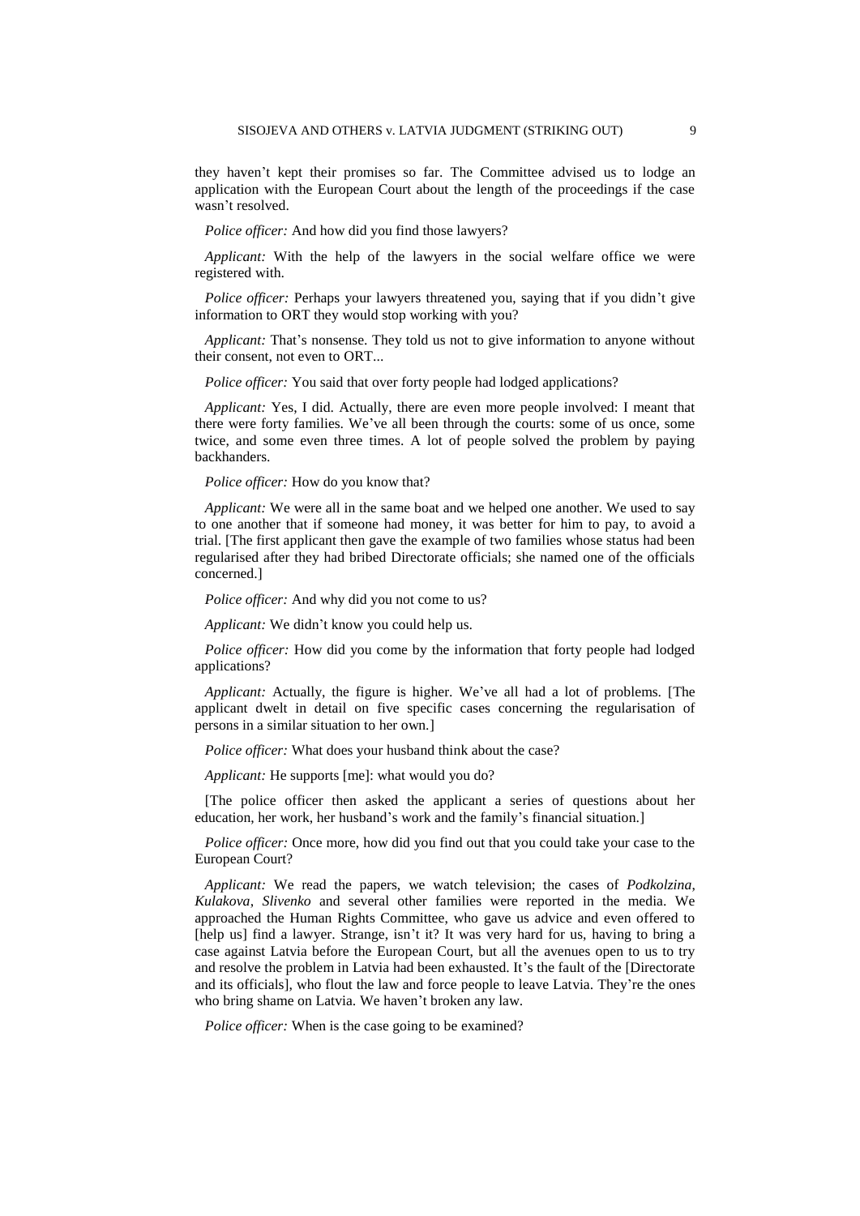they haven't kept their promises so far. The Committee advised us to lodge an application with the European Court about the length of the proceedings if the case wasn't resolved.

*Police officer:* And how did you find those lawyers?

*Applicant:* With the help of the lawyers in the social welfare office we were registered with.

*Police officer:* Perhaps your lawyers threatened you, saying that if you didn't give information to ORT they would stop working with you?

*Applicant:* That's nonsense. They told us not to give information to anyone without their consent, not even to ORT...

*Police officer:* You said that over forty people had lodged applications?

*Applicant:* Yes, I did. Actually, there are even more people involved: I meant that there were forty families. We've all been through the courts: some of us once, some twice, and some even three times. A lot of people solved the problem by paying backhanders.

*Police officer:* How do you know that?

*Applicant:* We were all in the same boat and we helped one another. We used to say to one another that if someone had money, it was better for him to pay, to avoid a trial. [The first applicant then gave the example of two families whose status had been regularised after they had bribed Directorate officials; she named one of the officials concerned.]

*Police officer:* And why did you not come to us?

*Applicant:* We didn't know you could help us.

*Police officer:* How did you come by the information that forty people had lodged applications?

*Applicant:* Actually, the figure is higher. We've all had a lot of problems. [The applicant dwelt in detail on five specific cases concerning the regularisation of persons in a similar situation to her own.]

*Police officer:* What does your husband think about the case?

*Applicant:* He supports [me]: what would you do?

[The police officer then asked the applicant a series of questions about her education, her work, her husband's work and the family's financial situation.]

*Police officer:* Once more, how did you find out that you could take your case to the European Court?

*Applicant:* We read the papers, we watch television; the cases of *Podkolzina*, *Kulakova*, *Slivenko* and several other families were reported in the media. We approached the Human Rights Committee, who gave us advice and even offered to [help us] find a lawyer. Strange, isn't it? It was very hard for us, having to bring a case against Latvia before the European Court, but all the avenues open to us to try and resolve the problem in Latvia had been exhausted. It's the fault of the [Directorate and its officials], who flout the law and force people to leave Latvia. They're the ones who bring shame on Latvia. We haven't broken any law.

*Police officer:* When is the case going to be examined?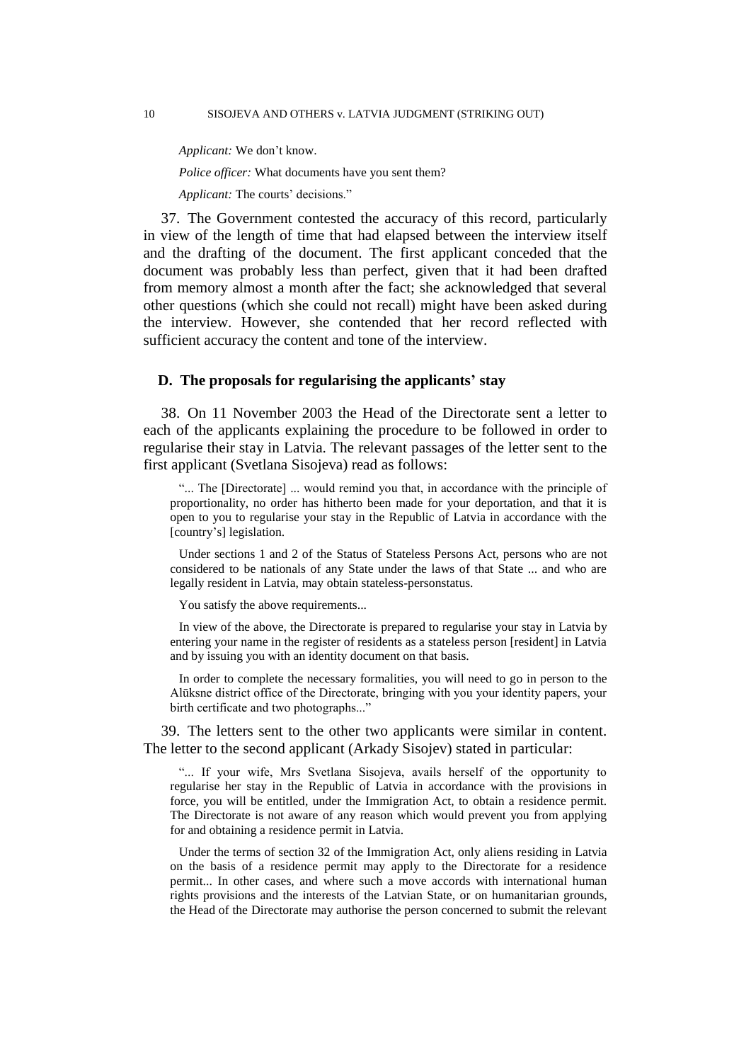*Applicant:* We don't know.

*Police officer:* What documents have you sent them?

*Applicant:* The courts' decisions."

37. The Government contested the accuracy of this record, particularly in view of the length of time that had elapsed between the interview itself and the drafting of the document. The first applicant conceded that the document was probably less than perfect, given that it had been drafted from memory almost a month after the fact; she acknowledged that several other questions (which she could not recall) might have been asked during the interview. However, she contended that her record reflected with sufficient accuracy the content and tone of the interview.

## D. The proposals for regularising the applicants' stay

38. On 11 November 2003 the Head of the Directorate sent a letter to each of the applicants explaining the procedure to be followed in order to regularise their stay in Latvia. The relevant passages of the letter sent to the first applicant (Svetlana Sisojeva) read as follows:

"... The [Directorate] ... would remind you that, in accordance with the principle of proportionality, no order has hitherto been made for your deportation, and that it is open to you to regularise your stay in the Republic of Latvia in accordance with the [country's] legislation.

Under sections 1 and 2 of the Status of Stateless Persons Act, persons who are not considered to be nationals of any State under the laws of that State ... and who are legally resident in Latvia, may obtain stateless-personstatus.

You satisfy the above requirements...

In view of the above, the Directorate is prepared to regularise your stay in Latvia by entering your name in the register of residents as a stateless person [resident] in Latvia and by issuing you with an identity document on that basis.

In order to complete the necessary formalities, you will need to go in person to the Alūksne district office of the Directorate, bringing with you your identity papers, your birth certificate and two photographs..."

39. The letters sent to the other two applicants were similar in content. The letter to the second applicant (Arkady Sisojev) stated in particular:

"... If your wife, Mrs Svetlana Sisojeva, avails herself of the opportunity to regularise her stay in the Republic of Latvia in accordance with the provisions in force, you will be entitled, under the Immigration Act, to obtain a residence permit. The Directorate is not aware of any reason which would prevent you from applying for and obtaining a residence permit in Latvia.

Under the terms of section 32 of the Immigration Act, only aliens residing in Latvia on the basis of a residence permit may apply to the Directorate for a residence permit... In other cases, and where such a move accords with international human rights provisions and the interests of the Latvian State, or on humanitarian grounds, the Head of the Directorate may authorise the person concerned to submit the relevant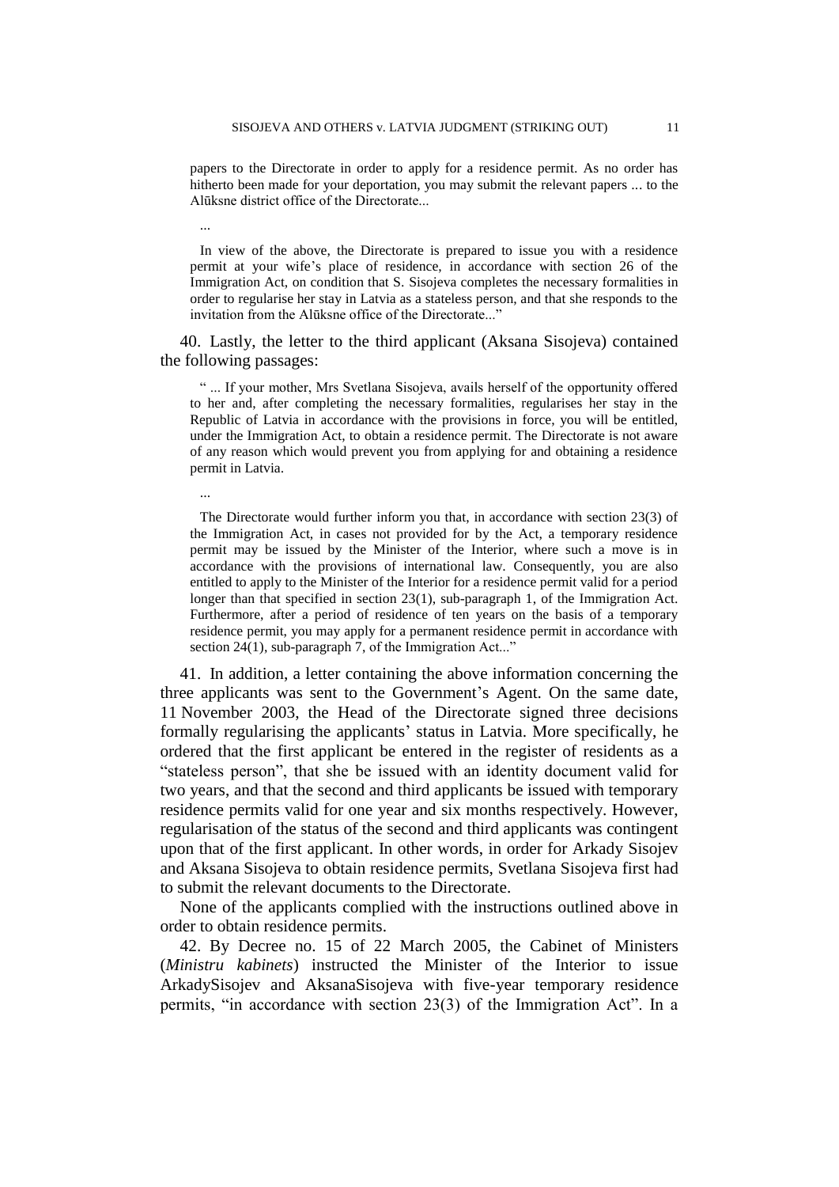papers to the Directorate in order to apply for a residence permit. As no order has hitherto been made for your deportation, you may submit the relevant papers ... to the Alūksne district office of the Directorate...

...

In view of the above, the Directorate is prepared to issue you with a residence permit at your wife's place of residence, in accordance with section 26 of the Immigration Act, on condition that S. Sisojeva completes the necessary formalities in order to regularise her stay in Latvia as a stateless person, and that she responds to the invitation from the Alūksne office of the Directorate..."

40. Lastly, the letter to the third applicant (Aksana Sisojeva) contained the following passages:

" ... If your mother, Mrs Svetlana Sisojeva, avails herself of the opportunity offered to her and, after completing the necessary formalities, regularises her stay in the Republic of Latvia in accordance with the provisions in force, you will be entitled, under the Immigration Act, to obtain a residence permit. The Directorate is not aware of any reason which would prevent you from applying for and obtaining a residence permit in Latvia.

...

The Directorate would further inform you that, in accordance with section 23(3) of the Immigration Act, in cases not provided for by the Act, a temporary residence permit may be issued by the Minister of the Interior, where such a move is in accordance with the provisions of international law. Consequently, you are also entitled to apply to the Minister of the Interior for a residence permit valid for a period longer than that specified in section 23(1), sub-paragraph 1, of the Immigration Act. Furthermore, after a period of residence of ten years on the basis of a temporary residence permit, you may apply for a permanent residence permit in accordance with section 24(1), sub-paragraph 7, of the Immigration Act..."

41. In addition, a letter containing the above information concerning the three applicants was sent to the Government's Agent. On the same date, 11 November 2003, the Head of the Directorate signed three decisions formally regularising the applicants' status in Latvia. More specifically, he ordered that the first applicant be entered in the register of residents as a "stateless person", that she be issued with an identity document valid for two years, and that the second and third applicants be issued with temporary residence permits valid for one year and six months respectively. However, regularisation of the status of the second and third applicants was contingent upon that of the first applicant. In other words, in order for Arkady Sisojev and Aksana Sisojeva to obtain residence permits, Svetlana Sisojeva first had to submit the relevant documents to the Directorate.

None of the applicants complied with the instructions outlined above in order to obtain residence permits.

42. By Decree no. 15 of 22 March 2005, the Cabinet of Ministers (*Ministru kabinets*) instructed the Minister of the Interior to issue ArkadySisojev and AksanaSisojeva with five-year temporary residence permits, "in accordance with section 23(3) of the Immigration Act". In a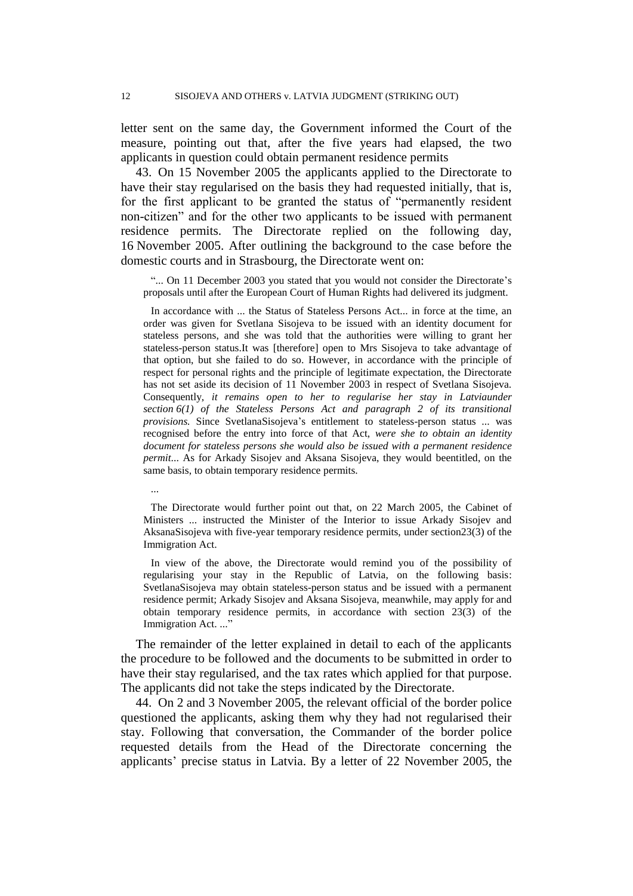letter sent on the same day, the Government informed the Court of the measure, pointing out that, after the five years had elapsed, the two applicants in question could obtain permanent residence permits

43. On 15 November 2005 the applicants applied to the Directorate to have their stay regularised on the basis they had requested initially, that is, for the first applicant to be granted the status of "permanently resident non-citizen" and for the other two applicants to be issued with permanent residence permits. The Directorate replied on the following day, 16 November 2005. After outlining the background to the case before the domestic courts and in Strasbourg, the Directorate went on:

> "... On 11 December 2003 you stated that you would not consider the Directorate's proposals until after the European Court of Human Rights had delivered its judgment.
>
> In accordance with ... the Status of Stateless Persons Act... in force at the time, an order was given for Svetlana Sisojeva to be issued with an identity document for stateless persons, and she was told that the authorities were willing to grant her stateless-person status.It was [therefore] open to Mrs Sisojeva to take advantage of that option, but she failed to do so. However, in accordance with the principle of respect for personal rights and the principle of legitimate expectation, the Directorate has not set aside its decision of 11 November 2003 in respect of Svetlana Sisojeva. Consequently, *it remains open to her to regularise her stay in Latviaunder section 6(1) of the Stateless Persons Act and paragraph 2 of its transitional provisions.* Since SvetlanaSisojeva's entitlement to stateless-person status ... was recognised before the entry into force of that Act, *were she to obtain an identity document for stateless persons she would also be issued with a permanent residence permit...* As for Arkady Sisojev and Aksana Sisojeva, they would beentitled, on the same basis, to obtain temporary residence permits.
>
> ...
>
> The Directorate would further point out that, on 22 March 2005, the Cabinet of Ministers ... instructed the Minister of the Interior to issue Arkady Sisojev and AksanaSisojeva with five-year temporary residence permits, under section23(3) of the Immigration Act.
>
> In view of the above, the Directorate would remind you of the possibility of regularising your stay in the Republic of Latvia, on the following basis: SvetlanaSisojeva may obtain stateless-person status and be issued with a permanent residence permit; Arkady Sisojev and Aksana Sisojeva, meanwhile, may apply for and obtain temporary residence permits, in accordance with section 23(3) of the Immigration Act. ..."

The remainder of the letter explained in detail to each of the applicants the procedure to be followed and the documents to be submitted in order to have their stay regularised, and the tax rates which applied for that purpose. The applicants did not take the steps indicated by the Directorate.

44. On 2 and 3 November 2005, the relevant official of the border police questioned the applicants, asking them why they had not regularised their stay. Following that conversation, the Commander of the border police requested details from the Head of the Directorate concerning the applicants' precise status in Latvia. By a letter of 22 November 2005, the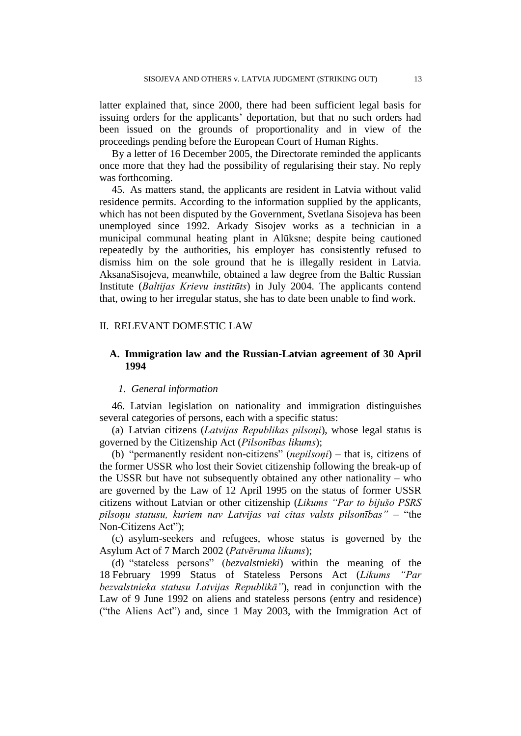latter explained that, since 2000, there had been sufficient legal basis for issuing orders for the applicants' deportation, but that no such orders had been issued on the grounds of proportionality and in view of the proceedings pending before the European Court of Human Rights.

By a letter of 16 December 2005, the Directorate reminded the applicants once more that they had the possibility of regularising their stay. No reply was forthcoming.

45. As matters stand, the applicants are resident in Latvia without valid residence permits. According to the information supplied by the applicants, which has not been disputed by the Government, Svetlana Sisojeva has been unemployed since 1992. Arkady Sisojev works as a technician in a municipal communal heating plant in Alūksne; despite being cautioned repeatedly by the authorities, his employer has consistently refused to dismiss him on the sole ground that he is illegally resident in Latvia. AksanaSisojeva, meanwhile, obtained a law degree from the Baltic Russian Institute (*Baltijas Krievu institūts*) in July 2004. The applicants contend that, owing to her irregular status, she has to date been unable to find work.

## II. RELEVANT DOMESTIC LAW

### A. Immigration law and the Russian-Latvian agreement of 30 April 1994

#### *1. General information*

46. Latvian legislation on nationality and immigration distinguishes several categories of persons, each with a specific status:

(a) Latvian citizens (*Latvijas Republikas pilsoņi*), whose legal status is governed by the Citizenship Act (*Pilsonības likums*);

(b) "permanently resident non-citizens" (*nepilsoņi*) – that is, citizens of the former USSR who lost their Soviet citizenship following the break-up of the USSR but have not subsequently obtained any other nationality – who are governed by the Law of 12 April 1995 on the status of former USSR citizens without Latvian or other citizenship (*Likums "Par to bijušo PSRS pilsoņu statusu, kuriem nav Latvijas vai citas valsts pilsonības"* – "the Non-Citizens Act");

(c) asylum-seekers and refugees, whose status is governed by the Asylum Act of 7 March 2002 (*Patvēruma likums*);

(d) "stateless persons" (*bezvalstnieki*) within the meaning of the 18 February 1999 Status of Stateless Persons Act (*Likums "Par bezvalstnieka statusu Latvijas Republikā"*), read in conjunction with the Law of 9 June 1992 on aliens and stateless persons (entry and residence) ("the Aliens Act") and, since 1 May 2003, with the Immigration Act of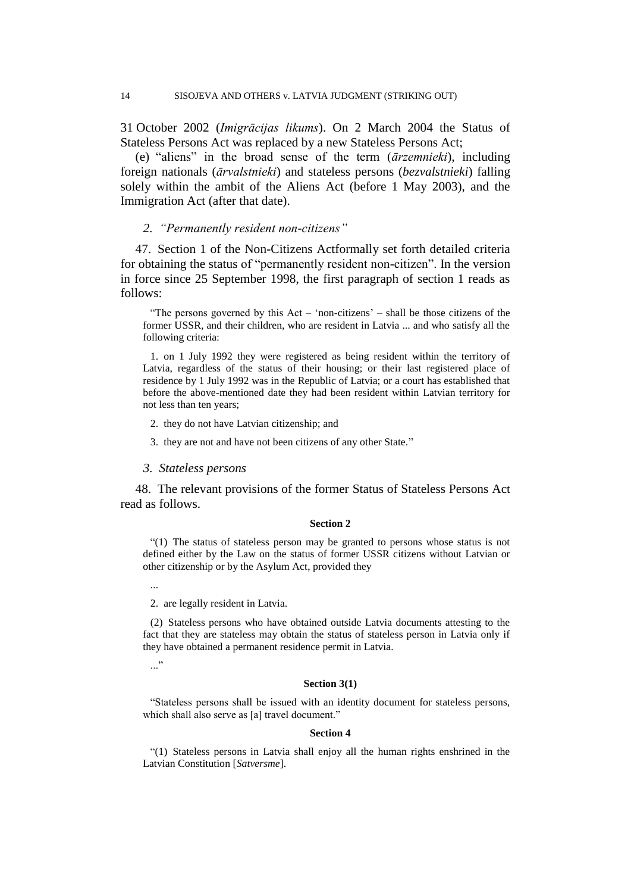31 October 2002 (*Imigrācijas likums*). On 2 March 2004 the Status of Stateless Persons Act was replaced by a new Stateless Persons Act;

(e) "aliens" in the broad sense of the term (*ārzemnieki*), including foreign nationals (*ārvalstnieki*) and stateless persons (*bezvalstnieki*) falling solely within the ambit of the Aliens Act (before 1 May 2003), and the Immigration Act (after that date).

*2. "Permanently resident non-citizens"*

47. Section 1 of the Non-Citizens Actformally set forth detailed criteria for obtaining the status of "permanently resident non-citizen". In the version in force since 25 September 1998, the first paragraph of section 1 reads as follows:

> "The persons governed by this Act – 'non-citizens' – shall be those citizens of the former USSR, and their children, who are resident in Latvia ... and who satisfy all the following criteria:
>
> 1. on 1 July 1992 they were registered as being resident within the territory of Latvia, regardless of the status of their housing; or their last registered place of residence by 1 July 1992 was in the Republic of Latvia; or a court has established that before the above-mentioned date they had been resident within Latvian territory for not less than ten years;
>
> 2. they do not have Latvian citizenship; and
>
> 3. they are not and have not been citizens of any other State."

*3. Stateless persons*

48. The relevant provisions of the former Status of Stateless Persons Act read as follows.

**Section 2**

> "(1) The status of stateless person may be granted to persons whose status is not defined either by the Law on the status of former USSR citizens without Latvian or other citizenship or by the Asylum Act, provided they
>
> ...
>
> 2. are legally resident in Latvia.
>
> (2) Stateless persons who have obtained outside Latvia documents attesting to the fact that they are stateless may obtain the status of stateless person in Latvia only if they have obtained a permanent residence permit in Latvia.
>
> ..."

**Section 3(1)**

> "Stateless persons shall be issued with an identity document for stateless persons, which shall also serve as [a] travel document."

**Section 4**

> "(1) Stateless persons in Latvia shall enjoy all the human rights enshrined in the Latvian Constitution [*Satversme*].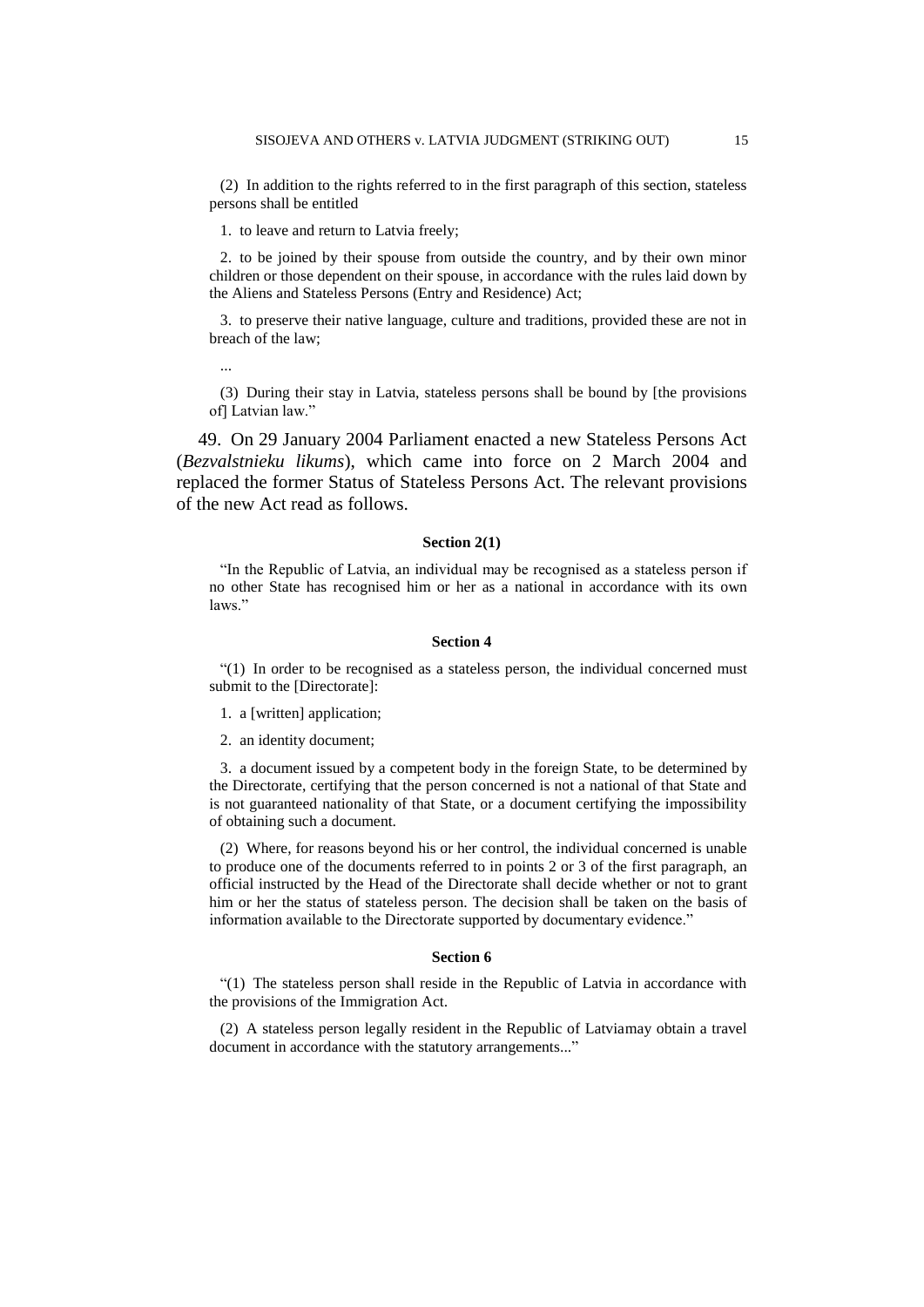(2) In addition to the rights referred to in the first paragraph of this section, stateless persons shall be entitled

1. to leave and return to Latvia freely;

2. to be joined by their spouse from outside the country, and by their own minor children or those dependent on their spouse, in accordance with the rules laid down by the Aliens and Stateless Persons (Entry and Residence) Act;

3. to preserve their native language, culture and traditions, provided these are not in breach of the law;

...

(3) During their stay in Latvia, stateless persons shall be bound by [the provisions of] Latvian law."

49. On 29 January 2004 Parliament enacted a new Stateless Persons Act (*Bezvalstnieku likums*), which came into force on 2 March 2004 and replaced the former Status of Stateless Persons Act. The relevant provisions of the new Act read as follows.

**Section 2(1)**

"In the Republic of Latvia, an individual may be recognised as a stateless person if no other State has recognised him or her as a national in accordance with its own laws."

**Section 4**

"(1) In order to be recognised as a stateless person, the individual concerned must submit to the [Directorate]:

1. a [written] application;

2. an identity document;

3. a document issued by a competent body in the foreign State, to be determined by the Directorate, certifying that the person concerned is not a national of that State and is not guaranteed nationality of that State, or a document certifying the impossibility of obtaining such a document.

(2) Where, for reasons beyond his or her control, the individual concerned is unable to produce one of the documents referred to in points 2 or 3 of the first paragraph, an official instructed by the Head of the Directorate shall decide whether or not to grant him or her the status of stateless person. The decision shall be taken on the basis of information available to the Directorate supported by documentary evidence."

**Section 6**

"(1) The stateless person shall reside in the Republic of Latvia in accordance with the provisions of the Immigration Act.

(2) A stateless person legally resident in the Republic of Latviamay obtain a travel document in accordance with the statutory arrangements..."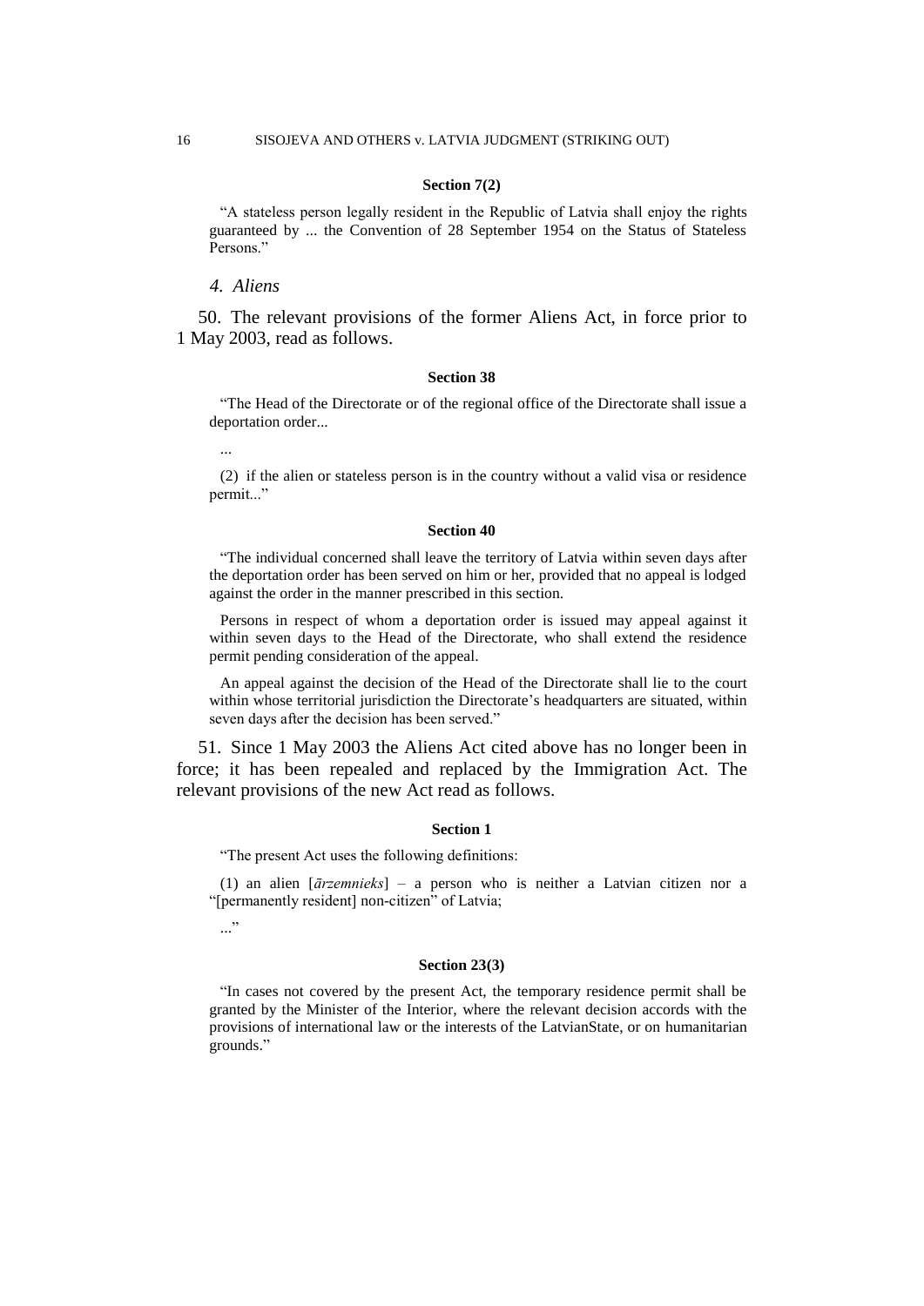**Section 7(2)**

"A stateless person legally resident in the Republic of Latvia shall enjoy the rights guaranteed by ... the Convention of 28 September 1954 on the Status of Stateless Persons."

*4. Aliens*

50. The relevant provisions of the former Aliens Act, in force prior to 1 May 2003, read as follows.

**Section 38**

"The Head of the Directorate or of the regional office of the Directorate shall issue a deportation order...

...

(2) if the alien or stateless person is in the country without a valid visa or residence permit..."

**Section 40**

"The individual concerned shall leave the territory of Latvia within seven days after the deportation order has been served on him or her, provided that no appeal is lodged against the order in the manner prescribed in this section.

Persons in respect of whom a deportation order is issued may appeal against it within seven days to the Head of the Directorate, who shall extend the residence permit pending consideration of the appeal.

An appeal against the decision of the Head of the Directorate shall lie to the court within whose territorial jurisdiction the Directorate's headquarters are situated, within seven days after the decision has been served."

51. Since 1 May 2003 the Aliens Act cited above has no longer been in force; it has been repealed and replaced by the Immigration Act. The relevant provisions of the new Act read as follows.

**Section 1**

"The present Act uses the following definitions:

(1) an alien [*ārzemnieks*] – a person who is neither a Latvian citizen nor a "[permanently resident] non-citizen" of Latvia;

..."

**Section 23(3)**

"In cases not covered by the present Act, the temporary residence permit shall be granted by the Minister of the Interior, where the relevant decision accords with the provisions of international law or the interests of the LatvianState, or on humanitarian grounds."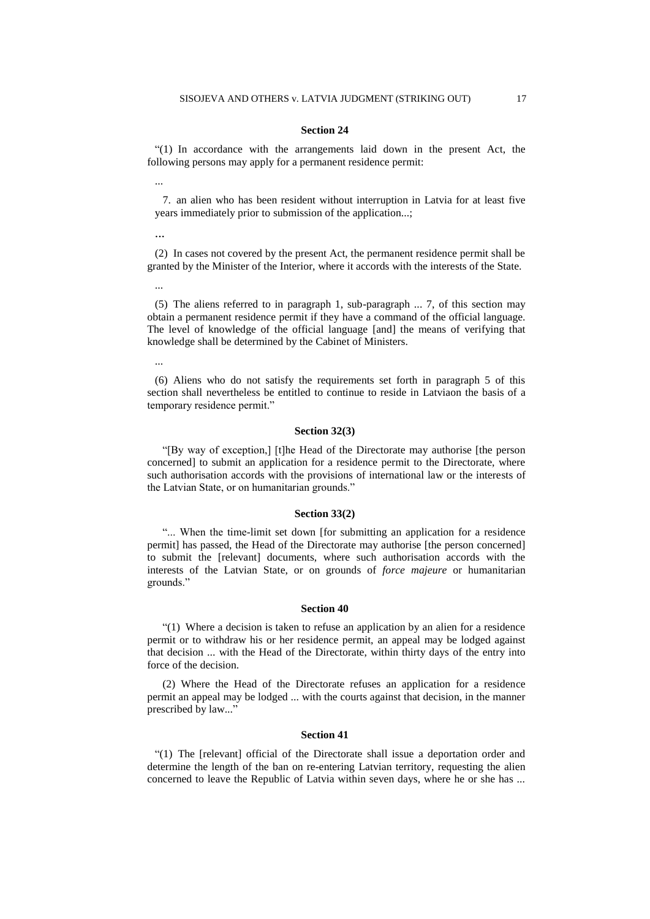#### Section 24

"(1) In accordance with the arrangements laid down in the present Act, the following persons may apply for a permanent residence permit:

...

7. an alien who has been resident without interruption in Latvia for at least five years immediately prior to submission of the application...;

...

(2) In cases not covered by the present Act, the permanent residence permit shall be granted by the Minister of the Interior, where it accords with the interests of the State.

...

(5) The aliens referred to in paragraph 1, sub-paragraph ... 7, of this section may obtain a permanent residence permit if they have a command of the official language. The level of knowledge of the official language [and] the means of verifying that knowledge shall be determined by the Cabinet of Ministers.

...

(6) Aliens who do not satisfy the requirements set forth in paragraph 5 of this section shall nevertheless be entitled to continue to reside in Latviaon the basis of a temporary residence permit."

#### Section 32(3)

"[By way of exception,] [t]he Head of the Directorate may authorise [the person concerned] to submit an application for a residence permit to the Directorate, where such authorisation accords with the provisions of international law or the interests of the Latvian State, or on humanitarian grounds."

#### Section 33(2)

"... When the time-limit set down [for submitting an application for a residence permit] has passed, the Head of the Directorate may authorise [the person concerned] to submit the [relevant] documents, where such authorisation accords with the interests of the Latvian State, or on grounds of *force majeure* or humanitarian grounds."

#### Section 40

"(1) Where a decision is taken to refuse an application by an alien for a residence permit or to withdraw his or her residence permit, an appeal may be lodged against that decision ... with the Head of the Directorate, within thirty days of the entry into force of the decision.

(2) Where the Head of the Directorate refuses an application for a residence permit an appeal may be lodged ... with the courts against that decision, in the manner prescribed by law..."

#### Section 41

"(1) The [relevant] official of the Directorate shall issue a deportation order and determine the length of the ban on re-entering Latvian territory, requesting the alien concerned to leave the Republic of Latvia within seven days, where he or she has ...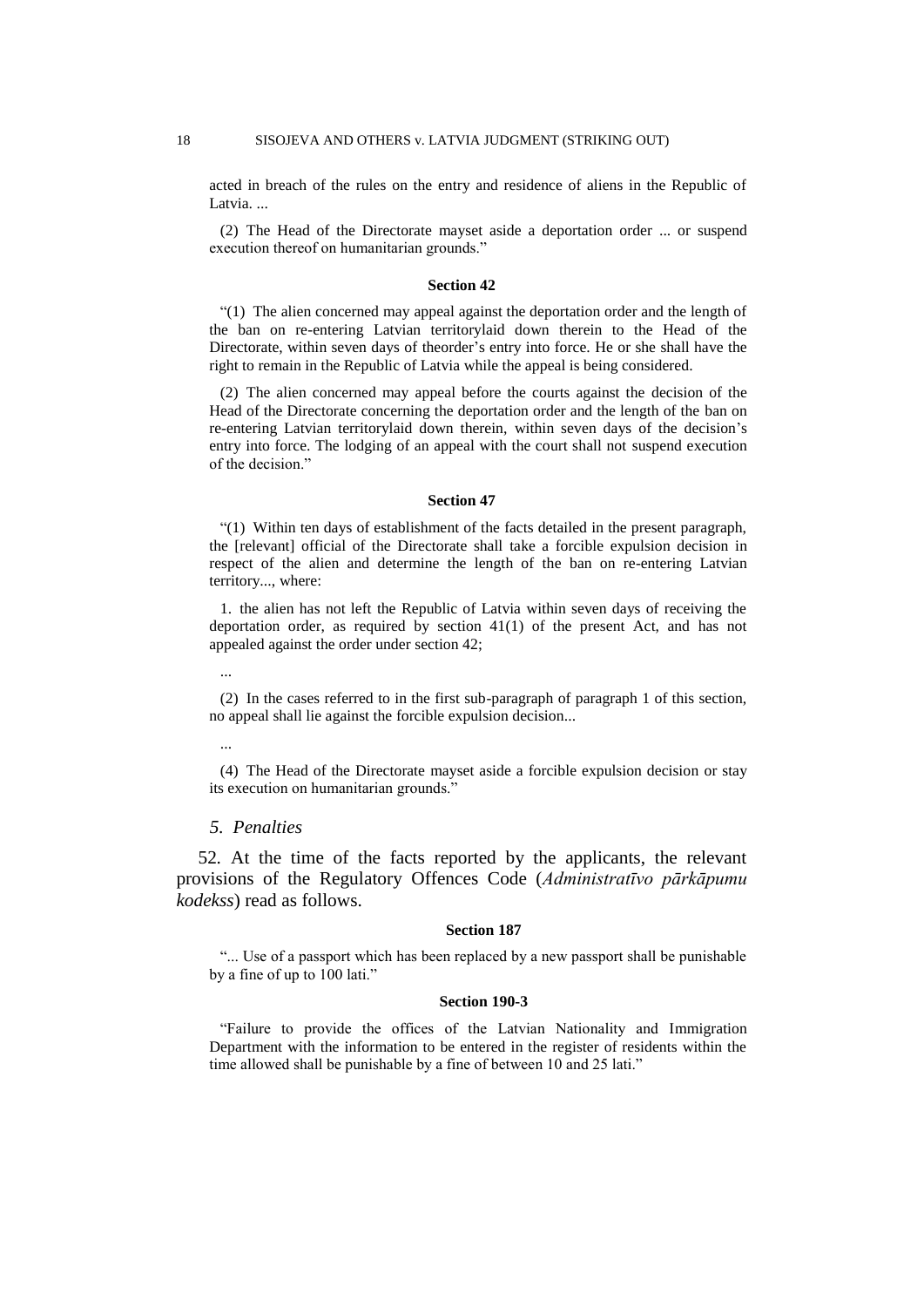acted in breach of the rules on the entry and residence of aliens in the Republic of Latvia. ...

(2) The Head of the Directorate mayset aside a deportation order ... or suspend execution thereof on humanitarian grounds."

**Section 42**

"(1) The alien concerned may appeal against the deportation order and the length of the ban on re-entering Latvian territorylaid down therein to the Head of the Directorate, within seven days of theorder's entry into force. He or she shall have the right to remain in the Republic of Latvia while the appeal is being considered.

(2) The alien concerned may appeal before the courts against the decision of the Head of the Directorate concerning the deportation order and the length of the ban on re-entering Latvian territorylaid down therein, within seven days of the decision's entry into force. The lodging of an appeal with the court shall not suspend execution of the decision."

**Section 47**

"(1) Within ten days of establishment of the facts detailed in the present paragraph, the [relevant] official of the Directorate shall take a forcible expulsion decision in respect of the alien and determine the length of the ban on re-entering Latvian territory..., where:

1. the alien has not left the Republic of Latvia within seven days of receiving the deportation order, as required by section 41(1) of the present Act, and has not appealed against the order under section 42;

...

(2) In the cases referred to in the first sub-paragraph of paragraph 1 of this section, no appeal shall lie against the forcible expulsion decision...

...

(4) The Head of the Directorate mayset aside a forcible expulsion decision or stay its execution on humanitarian grounds."

### *5. Penalties*

52. At the time of the facts reported by the applicants, the relevant provisions of the Regulatory Offences Code (*Administratīvo pārkāpumu kodekss*) read as follows.

**Section 187**

"... Use of a passport which has been replaced by a new passport shall be punishable by a fine of up to 100 lati."

**Section 190-3**

"Failure to provide the offices of the Latvian Nationality and Immigration Department with the information to be entered in the register of residents within the time allowed shall be punishable by a fine of between 10 and 25 lati."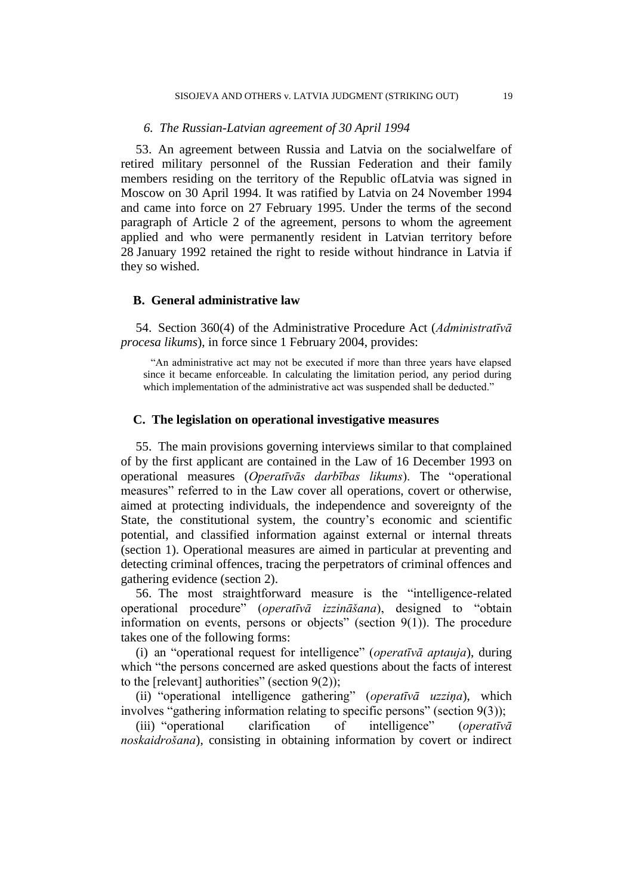*6. The Russian-Latvian agreement of 30 April 1994*

53. An agreement between Russia and Latvia on the socialwelfare of retired military personnel of the Russian Federation and their family members residing on the territory of the Republic ofLatvia was signed in Moscow on 30 April 1994. It was ratified by Latvia on 24 November 1994 and came into force on 27 February 1995. Under the terms of the second paragraph of Article 2 of the agreement, persons to whom the agreement applied and who were permanently resident in Latvian territory before 28 January 1992 retained the right to reside without hindrance in Latvia if they so wished.

## B. General administrative law

54. Section 360(4) of the Administrative Procedure Act (*Administratīvā procesa likums*), in force since 1 February 2004, provides:

> "An administrative act may not be executed if more than three years have elapsed since it became enforceable. In calculating the limitation period, any period during which implementation of the administrative act was suspended shall be deducted."

## C. The legislation on operational investigative measures

55. The main provisions governing interviews similar to that complained of by the first applicant are contained in the Law of 16 December 1993 on operational measures (*Operatīvās darbības likums*). The "operational measures" referred to in the Law cover all operations, covert or otherwise, aimed at protecting individuals, the independence and sovereignty of the State, the constitutional system, the country's economic and scientific potential, and classified information against external or internal threats (section 1). Operational measures are aimed in particular at preventing and detecting criminal offences, tracing the perpetrators of criminal offences and gathering evidence (section 2).

56. The most straightforward measure is the "intelligence-related operational procedure" (*operatīvā izzināšana*), designed to "obtain information on events, persons or objects" (section 9(1)). The procedure takes one of the following forms:

(i) an "operational request for intelligence" (*operatīvā aptauja*), during which "the persons concerned are asked questions about the facts of interest to the [relevant] authorities" (section 9(2));

(ii) "operational intelligence gathering" (*operatīvā uzziņa*), which involves "gathering information relating to specific persons" (section 9(3));

(iii) "operational clarification of intelligence" (*operatīvā noskaidrošana*), consisting in obtaining information by covert or indirect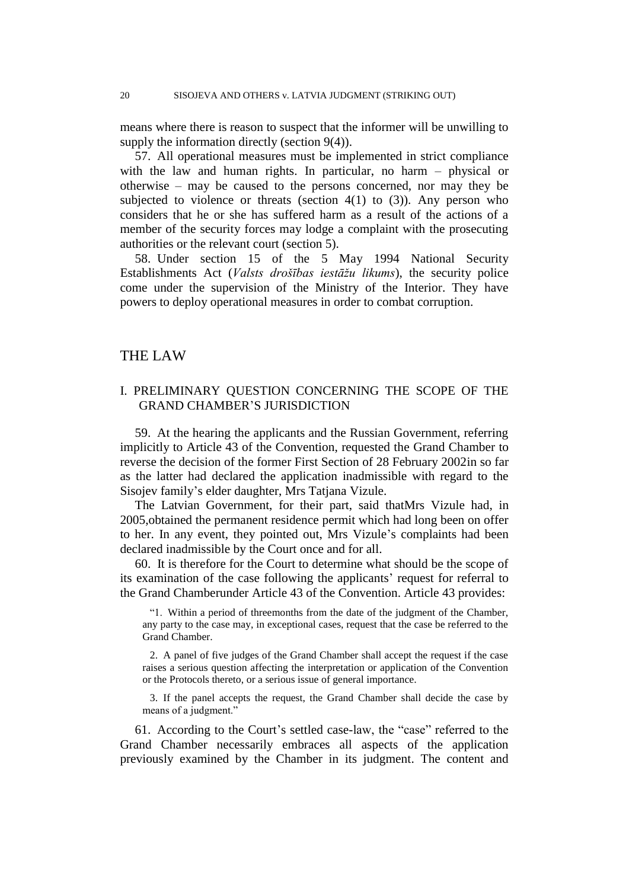means where there is reason to suspect that the informer will be unwilling to supply the information directly (section 9(4)).

57. All operational measures must be implemented in strict compliance with the law and human rights. In particular, no harm – physical or otherwise – may be caused to the persons concerned, nor may they be subjected to violence or threats (section 4(1) to (3)). Any person who considers that he or she has suffered harm as a result of the actions of a member of the security forces may lodge a complaint with the prosecuting authorities or the relevant court (section 5).

58. Under section 15 of the 5 May 1994 National Security Establishments Act (*Valsts drošības iestāžu likums*), the security police come under the supervision of the Ministry of the Interior. They have powers to deploy operational measures in order to combat corruption.

# THE LAW

## I. PRELIMINARY QUESTION CONCERNING THE SCOPE OF THE GRAND CHAMBER'S JURISDICTION

59. At the hearing the applicants and the Russian Government, referring implicitly to Article 43 of the Convention, requested the Grand Chamber to reverse the decision of the former First Section of 28 February 2002in so far as the latter had declared the application inadmissible with regard to the Sisojev family's elder daughter, Mrs Tatjana Vizule.

The Latvian Government, for their part, said thatMrs Vizule had, in 2005,obtained the permanent residence permit which had long been on offer to her. In any event, they pointed out, Mrs Vizule's complaints had been declared inadmissible by the Court once and for all.

60. It is therefore for the Court to determine what should be the scope of its examination of the case following the applicants' request for referral to the Grand Chamberunder Article 43 of the Convention. Article 43 provides:

> "1. Within a period of threemonths from the date of the judgment of the Chamber, any party to the case may, in exceptional cases, request that the case be referred to the Grand Chamber.
>
> 2. A panel of five judges of the Grand Chamber shall accept the request if the case raises a serious question affecting the interpretation or application of the Convention or the Protocols thereto, or a serious issue of general importance.
>
> 3. If the panel accepts the request, the Grand Chamber shall decide the case by means of a judgment."

61. According to the Court's settled case-law, the "case" referred to the Grand Chamber necessarily embraces all aspects of the application previously examined by the Chamber in its judgment. The content and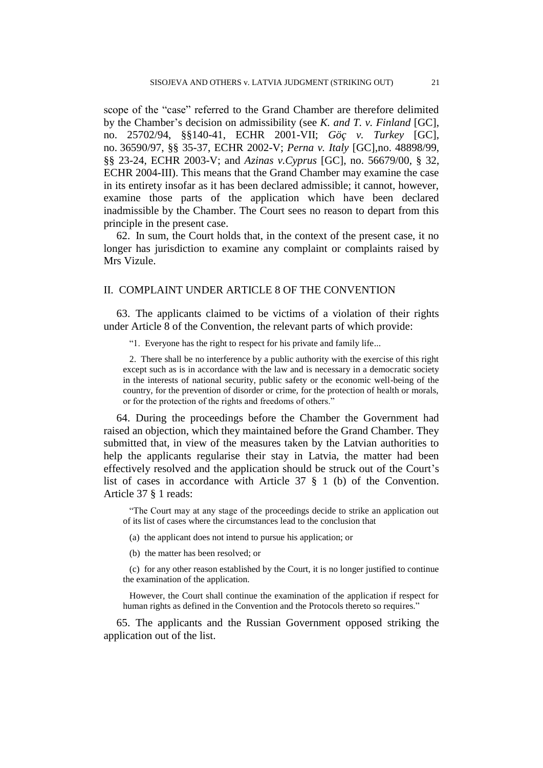scope of the "case" referred to the Grand Chamber are therefore delimited by the Chamber's decision on admissibility (see *K. and T. v. Finland* [GC], no. 25702/94, §§140-41, ECHR 2001-VII; *Göç v. Turkey* [GC], no. 36590/97, §§ 35-37, ECHR 2002-V; *Perna v. Italy* [GC],no. 48898/99, §§ 23-24, ECHR 2003-V; and *Azinas v.Cyprus* [GC], no. 56679/00, § 32, ECHR 2004-III). This means that the Grand Chamber may examine the case in its entirety insofar as it has been declared admissible; it cannot, however, examine those parts of the application which have been declared inadmissible by the Chamber. The Court sees no reason to depart from this principle in the present case.

62. In sum, the Court holds that, in the context of the present case, it no longer has jurisdiction to examine any complaint or complaints raised by Mrs Vizule.

## II. COMPLAINT UNDER ARTICLE 8 OF THE CONVENTION

63. The applicants claimed to be victims of a violation of their rights under Article 8 of the Convention, the relevant parts of which provide:

> "1. Everyone has the right to respect for his private and family life...
>
> 2. There shall be no interference by a public authority with the exercise of this right except such as is in accordance with the law and is necessary in a democratic society in the interests of national security, public safety or the economic well-being of the country, for the prevention of disorder or crime, for the protection of health or morals, or for the protection of the rights and freedoms of others."

64. During the proceedings before the Chamber the Government had raised an objection, which they maintained before the Grand Chamber. They submitted that, in view of the measures taken by the Latvian authorities to help the applicants regularise their stay in Latvia, the matter had been effectively resolved and the application should be struck out of the Court's list of cases in accordance with Article 37 § 1 (b) of the Convention. Article 37 § 1 reads:

> "The Court may at any stage of the proceedings decide to strike an application out of its list of cases where the circumstances lead to the conclusion that
>
> (a) the applicant does not intend to pursue his application; or
>
> (b) the matter has been resolved; or
>
> (c) for any other reason established by the Court, it is no longer justified to continue the examination of the application.
>
> However, the Court shall continue the examination of the application if respect for human rights as defined in the Convention and the Protocols thereto so requires."

65. The applicants and the Russian Government opposed striking the application out of the list.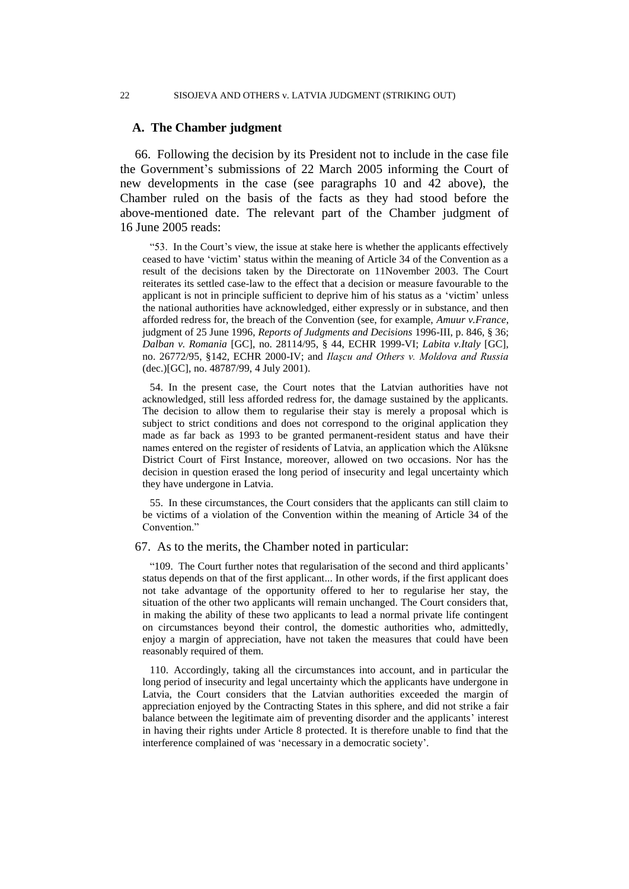## A. The Chamber judgment

66. Following the decision by its President not to include in the case file the Government's submissions of 22 March 2005 informing the Court of new developments in the case (see paragraphs 10 and 42 above), the Chamber ruled on the basis of the facts as they had stood before the above-mentioned date. The relevant part of the Chamber judgment of 16 June 2005 reads:

> "53. In the Court's view, the issue at stake here is whether the applicants effectively ceased to have 'victim' status within the meaning of Article 34 of the Convention as a result of the decisions taken by the Directorate on 11November 2003. The Court reiterates its settled case-law to the effect that a decision or measure favourable to the applicant is not in principle sufficient to deprive him of his status as a 'victim' unless the national authorities have acknowledged, either expressly or in substance, and then afforded redress for, the breach of the Convention (see, for example, *Amuur v.France*, judgment of 25 June 1996, *Reports of Judgments and Decisions* 1996-III, p. 846, § 36; *Dalban v. Romania* [GC], no. 28114/95, § 44, ECHR 1999-VI; *Labita v.Italy* [GC], no. 26772/95, §142, ECHR 2000-IV; and *Ilaşcu and Others v. Moldova and Russia* (dec.)[GC], no. 48787/99, 4 July 2001).
>
> 54. In the present case, the Court notes that the Latvian authorities have not acknowledged, still less afforded redress for, the damage sustained by the applicants. The decision to allow them to regularise their stay is merely a proposal which is subject to strict conditions and does not correspond to the original application they made as far back as 1993 to be granted permanent-resident status and have their names entered on the register of residents of Latvia, an application which the Alūksne District Court of First Instance, moreover, allowed on two occasions. Nor has the decision in question erased the long period of insecurity and legal uncertainty which they have undergone in Latvia.
>
> 55. In these circumstances, the Court considers that the applicants can still claim to be victims of a violation of the Convention within the meaning of Article 34 of the Convention."

67. As to the merits, the Chamber noted in particular:

> "109. The Court further notes that regularisation of the second and third applicants' status depends on that of the first applicant... In other words, if the first applicant does not take advantage of the opportunity offered to her to regularise her stay, the situation of the other two applicants will remain unchanged. The Court considers that, in making the ability of these two applicants to lead a normal private life contingent on circumstances beyond their control, the domestic authorities who, admittedly, enjoy a margin of appreciation, have not taken the measures that could have been reasonably required of them.
>
> 110. Accordingly, taking all the circumstances into account, and in particular the long period of insecurity and legal uncertainty which the applicants have undergone in Latvia, the Court considers that the Latvian authorities exceeded the margin of appreciation enjoyed by the Contracting States in this sphere, and did not strike a fair balance between the legitimate aim of preventing disorder and the applicants' interest in having their rights under Article 8 protected. It is therefore unable to find that the interference complained of was 'necessary in a democratic society'.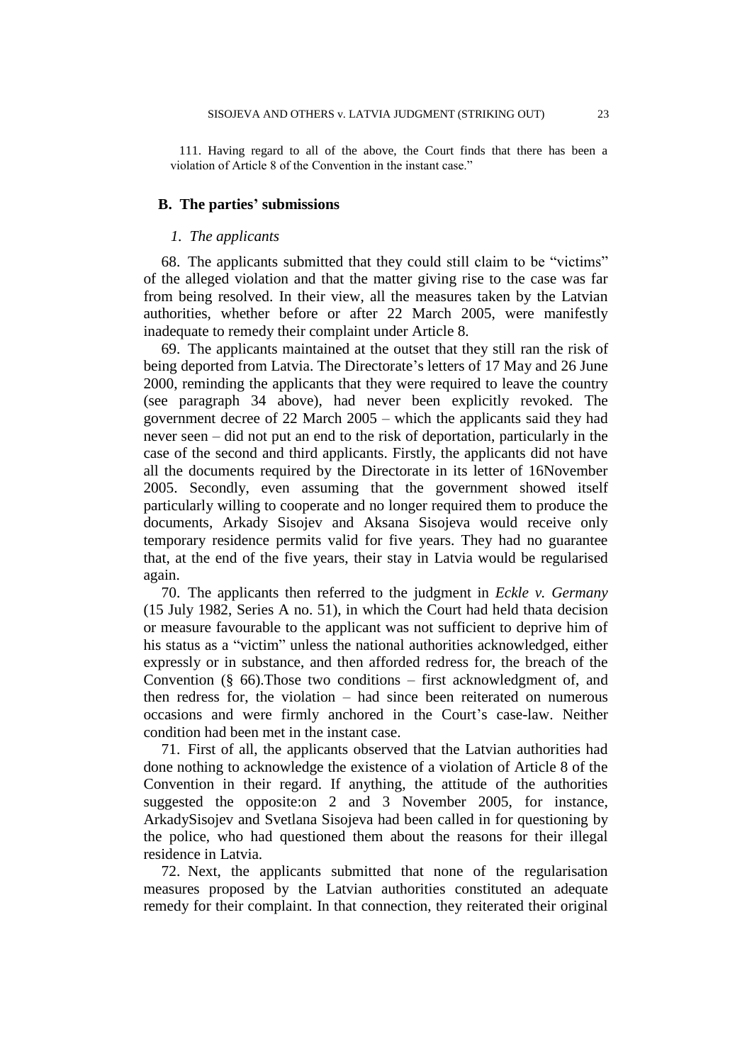111. Having regard to all of the above, the Court finds that there has been a violation of Article 8 of the Convention in the instant case."

## B. The parties' submissions

### *1. The applicants*

68. The applicants submitted that they could still claim to be "victims" of the alleged violation and that the matter giving rise to the case was far from being resolved. In their view, all the measures taken by the Latvian authorities, whether before or after 22 March 2005, were manifestly inadequate to remedy their complaint under Article 8.

69. The applicants maintained at the outset that they still ran the risk of being deported from Latvia. The Directorate's letters of 17 May and 26 June 2000, reminding the applicants that they were required to leave the country (see paragraph 34 above), had never been explicitly revoked. The government decree of 22 March 2005 – which the applicants said they had never seen – did not put an end to the risk of deportation, particularly in the case of the second and third applicants. Firstly, the applicants did not have all the documents required by the Directorate in its letter of 16November 2005. Secondly, even assuming that the government showed itself particularly willing to cooperate and no longer required them to produce the documents, Arkady Sisojev and Aksana Sisojeva would receive only temporary residence permits valid for five years. They had no guarantee that, at the end of the five years, their stay in Latvia would be regularised again.

70. The applicants then referred to the judgment in *Eckle v. Germany* (15 July 1982, Series A no. 51), in which the Court had held thata decision or measure favourable to the applicant was not sufficient to deprive him of his status as a "victim" unless the national authorities acknowledged, either expressly or in substance, and then afforded redress for, the breach of the Convention (§ 66).Those two conditions – first acknowledgment of, and then redress for, the violation – had since been reiterated on numerous occasions and were firmly anchored in the Court's case-law. Neither condition had been met in the instant case.

71. First of all, the applicants observed that the Latvian authorities had done nothing to acknowledge the existence of a violation of Article 8 of the Convention in their regard. If anything, the attitude of the authorities suggested the opposite:on 2 and 3 November 2005, for instance, ArkadySisojev and Svetlana Sisojeva had been called in for questioning by the police, who had questioned them about the reasons for their illegal residence in Latvia.

72. Next, the applicants submitted that none of the regularisation measures proposed by the Latvian authorities constituted an adequate remedy for their complaint. In that connection, they reiterated their original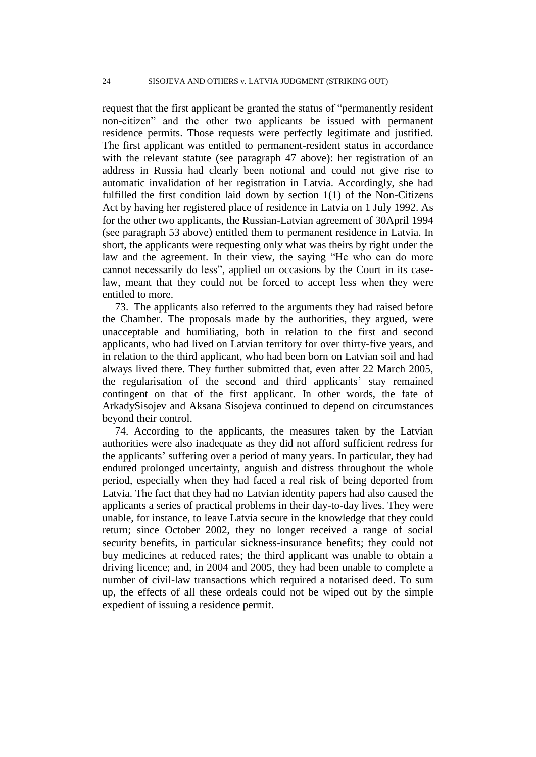request that the first applicant be granted the status of "permanently resident non-citizen" and the other two applicants be issued with permanent residence permits. Those requests were perfectly legitimate and justified. The first applicant was entitled to permanent-resident status in accordance with the relevant statute (see paragraph 47 above): her registration of an address in Russia had clearly been notional and could not give rise to automatic invalidation of her registration in Latvia. Accordingly, she had fulfilled the first condition laid down by section 1(1) of the Non-Citizens Act by having her registered place of residence in Latvia on 1 July 1992. As for the other two applicants, the Russian-Latvian agreement of 30April 1994 (see paragraph 53 above) entitled them to permanent residence in Latvia. In short, the applicants were requesting only what was theirs by right under the law and the agreement. In their view, the saying "He who can do more cannot necessarily do less", applied on occasions by the Court in its case-law, meant that they could not be forced to accept less when they were entitled to more.

73. The applicants also referred to the arguments they had raised before the Chamber. The proposals made by the authorities, they argued, were unacceptable and humiliating, both in relation to the first and second applicants, who had lived on Latvian territory for over thirty-five years, and in relation to the third applicant, who had been born on Latvian soil and had always lived there. They further submitted that, even after 22 March 2005, the regularisation of the second and third applicants' stay remained contingent on that of the first applicant. In other words, the fate of ArkadySisojev and Aksana Sisojeva continued to depend on circumstances beyond their control.

74. According to the applicants, the measures taken by the Latvian authorities were also inadequate as they did not afford sufficient redress for the applicants' suffering over a period of many years. In particular, they had endured prolonged uncertainty, anguish and distress throughout the whole period, especially when they had faced a real risk of being deported from Latvia. The fact that they had no Latvian identity papers had also caused the applicants a series of practical problems in their day-to-day lives. They were unable, for instance, to leave Latvia secure in the knowledge that they could return; since October 2002, they no longer received a range of social security benefits, in particular sickness-insurance benefits; they could not buy medicines at reduced rates; the third applicant was unable to obtain a driving licence; and, in 2004 and 2005, they had been unable to complete a number of civil-law transactions which required a notarised deed. To sum up, the effects of all these ordeals could not be wiped out by the simple expedient of issuing a residence permit.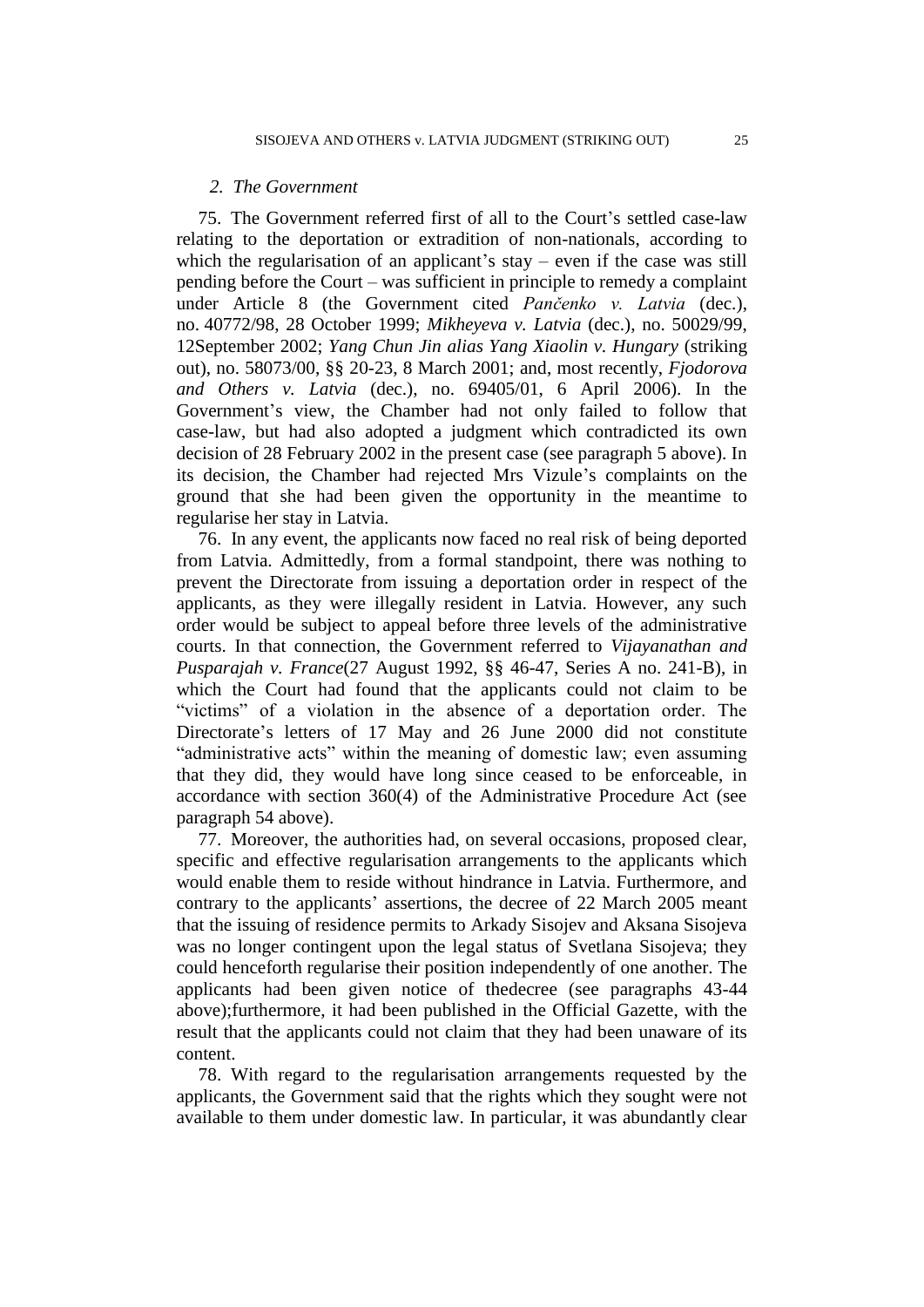## 2. *The Government*

75. The Government referred first of all to the Court's settled case-law relating to the deportation or extradition of non-nationals, according to which the regularisation of an applicant's stay – even if the case was still pending before the Court – was sufficient in principle to remedy a complaint under Article 8 (the Government cited *Pančenko v. Latvia* (dec.), no. 40772/98, 28 October 1999; *Mikheyeva v. Latvia* (dec.), no. 50029/99, 12September 2002; *Yang Chun Jin alias Yang Xiaolin v. Hungary* (striking out), no. 58073/00, §§ 20-23, 8 March 2001; and, most recently, *Fjodorova and Others v. Latvia* (dec.), no. 69405/01, 6 April 2006). In the Government's view, the Chamber had not only failed to follow that case-law, but had also adopted a judgment which contradicted its own decision of 28 February 2002 in the present case (see paragraph 5 above). In its decision, the Chamber had rejected Mrs Vizule's complaints on the ground that she had been given the opportunity in the meantime to regularise her stay in Latvia.

76. In any event, the applicants now faced no real risk of being deported from Latvia. Admittedly, from a formal standpoint, there was nothing to prevent the Directorate from issuing a deportation order in respect of the applicants, as they were illegally resident in Latvia. However, any such order would be subject to appeal before three levels of the administrative courts. In that connection, the Government referred to *Vijayanathan and Pusparajah v. France*(27 August 1992, §§ 46-47, Series A no. 241-B), in which the Court had found that the applicants could not claim to be "victims" of a violation in the absence of a deportation order. The Directorate's letters of 17 May and 26 June 2000 did not constitute "administrative acts" within the meaning of domestic law; even assuming that they did, they would have long since ceased to be enforceable, in accordance with section 360(4) of the Administrative Procedure Act (see paragraph 54 above).

77. Moreover, the authorities had, on several occasions, proposed clear, specific and effective regularisation arrangements to the applicants which would enable them to reside without hindrance in Latvia. Furthermore, and contrary to the applicants' assertions, the decree of 22 March 2005 meant that the issuing of residence permits to Arkady Sisojev and Aksana Sisojeva was no longer contingent upon the legal status of Svetlana Sisojeva; they could henceforth regularise their position independently of one another. The applicants had been given notice of thedecree (see paragraphs 43-44 above);furthermore, it had been published in the Official Gazette, with the result that the applicants could not claim that they had been unaware of its content.

78. With regard to the regularisation arrangements requested by the applicants, the Government said that the rights which they sought were not available to them under domestic law. In particular, it was abundantly clear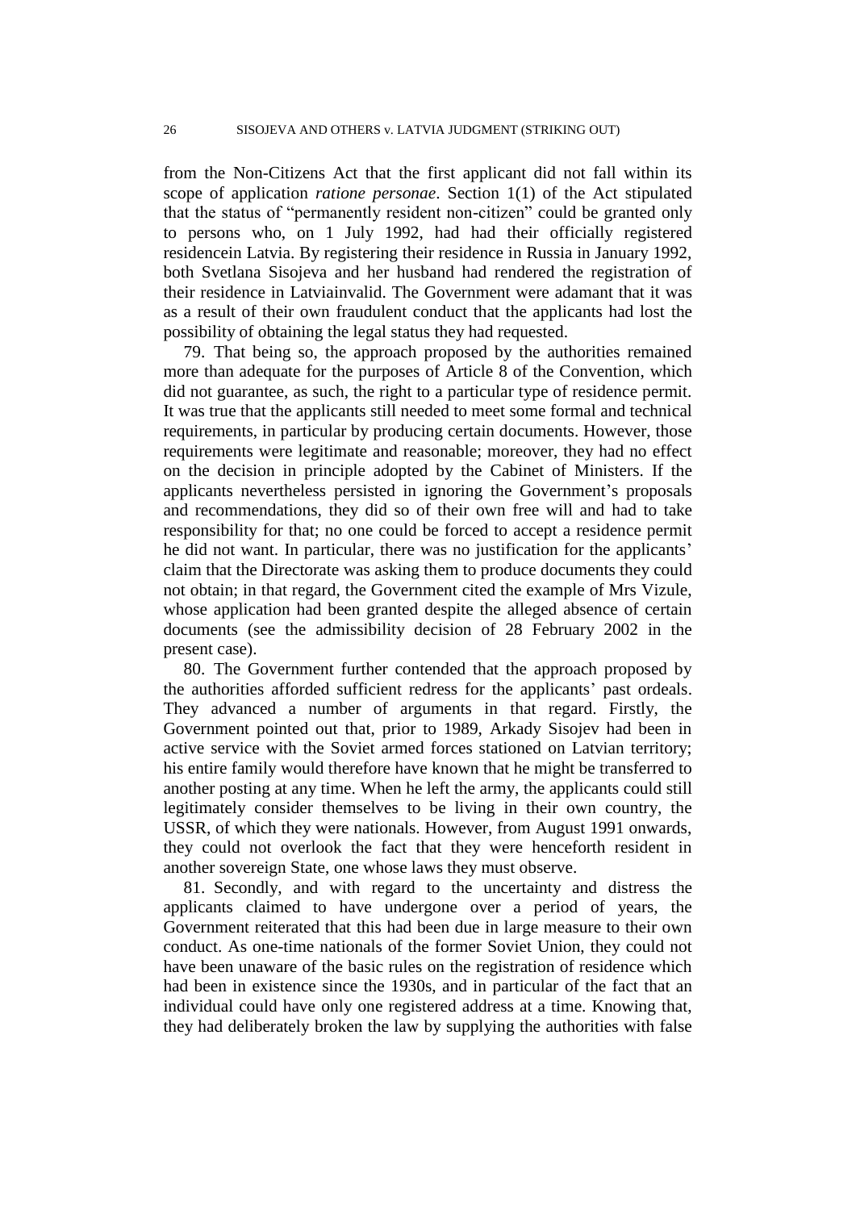from the Non-Citizens Act that the first applicant did not fall within its scope of application *ratione personae*. Section 1(1) of the Act stipulated that the status of "permanently resident non-citizen" could be granted only to persons who, on 1 July 1992, had had their officially registered residencein Latvia. By registering their residence in Russia in January 1992, both Svetlana Sisojeva and her husband had rendered the registration of their residence in Latviainvalid. The Government were adamant that it was as a result of their own fraudulent conduct that the applicants had lost the possibility of obtaining the legal status they had requested.

79. That being so, the approach proposed by the authorities remained more than adequate for the purposes of Article 8 of the Convention, which did not guarantee, as such, the right to a particular type of residence permit. It was true that the applicants still needed to meet some formal and technical requirements, in particular by producing certain documents. However, those requirements were legitimate and reasonable; moreover, they had no effect on the decision in principle adopted by the Cabinet of Ministers. If the applicants nevertheless persisted in ignoring the Government's proposals and recommendations, they did so of their own free will and had to take responsibility for that; no one could be forced to accept a residence permit he did not want. In particular, there was no justification for the applicants' claim that the Directorate was asking them to produce documents they could not obtain; in that regard, the Government cited the example of Mrs Vizule, whose application had been granted despite the alleged absence of certain documents (see the admissibility decision of 28 February 2002 in the present case).

80. The Government further contended that the approach proposed by the authorities afforded sufficient redress for the applicants' past ordeals. They advanced a number of arguments in that regard. Firstly, the Government pointed out that, prior to 1989, Arkady Sisojev had been in active service with the Soviet armed forces stationed on Latvian territory; his entire family would therefore have known that he might be transferred to another posting at any time. When he left the army, the applicants could still legitimately consider themselves to be living in their own country, the USSR, of which they were nationals. However, from August 1991 onwards, they could not overlook the fact that they were henceforth resident in another sovereign State, one whose laws they must observe.

81. Secondly, and with regard to the uncertainty and distress the applicants claimed to have undergone over a period of years, the Government reiterated that this had been due in large measure to their own conduct. As one-time nationals of the former Soviet Union, they could not have been unaware of the basic rules on the registration of residence which had been in existence since the 1930s, and in particular of the fact that an individual could have only one registered address at a time. Knowing that, they had deliberately broken the law by supplying the authorities with false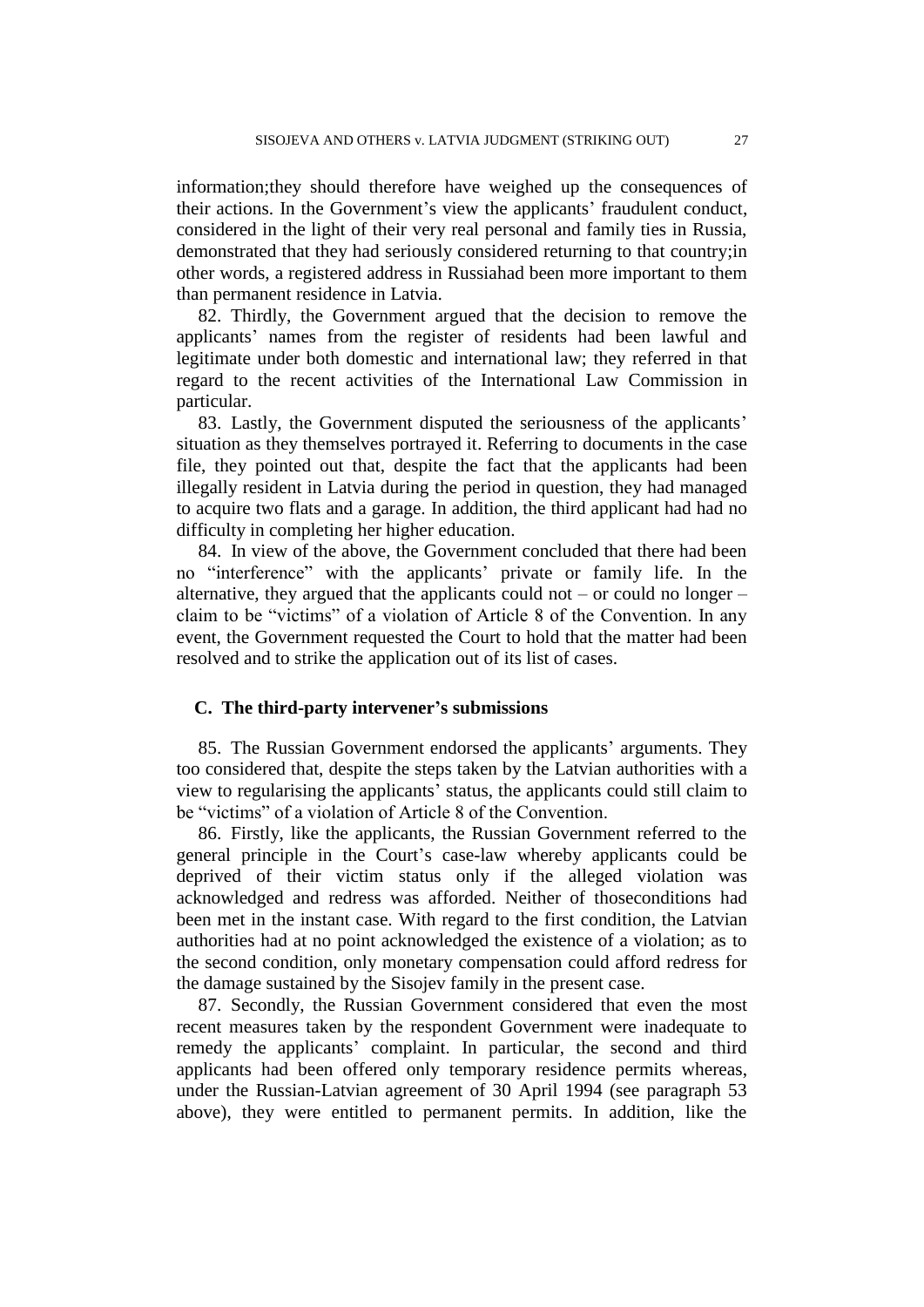information;they should therefore have weighed up the consequences of their actions. In the Government's view the applicants' fraudulent conduct, considered in the light of their very real personal and family ties in Russia, demonstrated that they had seriously considered returning to that country;in other words, a registered address in Russiahad been more important to them than permanent residence in Latvia.

82. Thirdly, the Government argued that the decision to remove the applicants' names from the register of residents had been lawful and legitimate under both domestic and international law; they referred in that regard to the recent activities of the International Law Commission in particular.

83. Lastly, the Government disputed the seriousness of the applicants' situation as they themselves portrayed it. Referring to documents in the case file, they pointed out that, despite the fact that the applicants had been illegally resident in Latvia during the period in question, they had managed to acquire two flats and a garage. In addition, the third applicant had had no difficulty in completing her higher education.

84. In view of the above, the Government concluded that there had been no "interference" with the applicants' private or family life. In the alternative, they argued that the applicants could not – or could no longer – claim to be "victims" of a violation of Article 8 of the Convention. In any event, the Government requested the Court to hold that the matter had been resolved and to strike the application out of its list of cases.

## C. The third-party intervener's submissions

85. The Russian Government endorsed the applicants' arguments. They too considered that, despite the steps taken by the Latvian authorities with a view to regularising the applicants' status, the applicants could still claim to be "victims" of a violation of Article 8 of the Convention.

86. Firstly, like the applicants, the Russian Government referred to the general principle in the Court's case-law whereby applicants could be deprived of their victim status only if the alleged violation was acknowledged and redress was afforded. Neither of thoseconditions had been met in the instant case. With regard to the first condition, the Latvian authorities had at no point acknowledged the existence of a violation; as to the second condition, only monetary compensation could afford redress for the damage sustained by the Sisojev family in the present case.

87. Secondly, the Russian Government considered that even the most recent measures taken by the respondent Government were inadequate to remedy the applicants' complaint. In particular, the second and third applicants had been offered only temporary residence permits whereas, under the Russian-Latvian agreement of 30 April 1994 (see paragraph 53 above), they were entitled to permanent permits. In addition, like the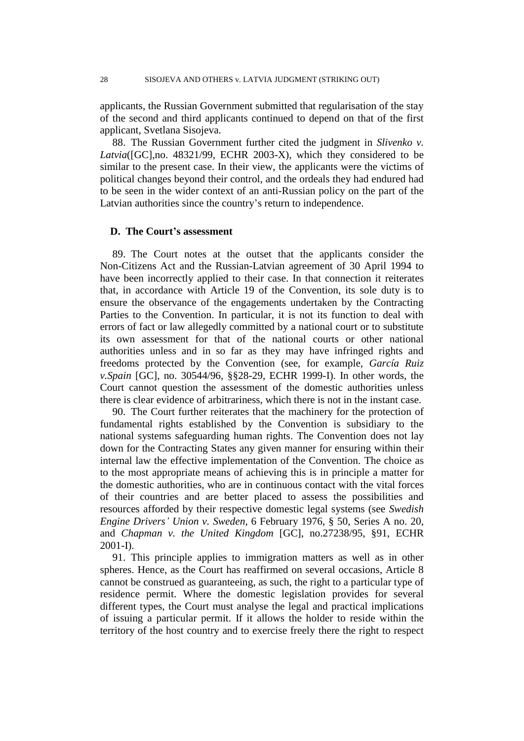applicants, the Russian Government submitted that regularisation of the stay of the second and third applicants continued to depend on that of the first applicant, Svetlana Sisojeva.

88. The Russian Government further cited the judgment in *Slivenko v. Latvia*([GC],no. 48321/99, ECHR 2003-X), which they considered to be similar to the present case. In their view, the applicants were the victims of political changes beyond their control, and the ordeals they had endured had to be seen in the wider context of an anti-Russian policy on the part of the Latvian authorities since the country's return to independence.

## D. The Court's assessment

89. The Court notes at the outset that the applicants consider the Non-Citizens Act and the Russian-Latvian agreement of 30 April 1994 to have been incorrectly applied to their case. In that connection it reiterates that, in accordance with Article 19 of the Convention, its sole duty is to ensure the observance of the engagements undertaken by the Contracting Parties to the Convention. In particular, it is not its function to deal with errors of fact or law allegedly committed by a national court or to substitute its own assessment for that of the national courts or other national authorities unless and in so far as they may have infringed rights and freedoms protected by the Convention (see, for example, *García Ruiz v.Spain* [GC], no. 30544/96, §§28-29, ECHR 1999-I). In other words, the Court cannot question the assessment of the domestic authorities unless there is clear evidence of arbitrariness, which there is not in the instant case.

90. The Court further reiterates that the machinery for the protection of fundamental rights established by the Convention is subsidiary to the national systems safeguarding human rights. The Convention does not lay down for the Contracting States any given manner for ensuring within their internal law the effective implementation of the Convention. The choice as to the most appropriate means of achieving this is in principle a matter for the domestic authorities, who are in continuous contact with the vital forces of their countries and are better placed to assess the possibilities and resources afforded by their respective domestic legal systems (see *Swedish Engine Drivers' Union v. Sweden*, 6 February 1976, § 50, Series A no. 20, and *Chapman v. the United Kingdom* [GC], no.27238/95, §91, ECHR 2001-I).

91. This principle applies to immigration matters as well as in other spheres. Hence, as the Court has reaffirmed on several occasions, Article 8 cannot be construed as guaranteeing, as such, the right to a particular type of residence permit. Where the domestic legislation provides for several different types, the Court must analyse the legal and practical implications of issuing a particular permit. If it allows the holder to reside within the territory of the host country and to exercise freely there the right to respect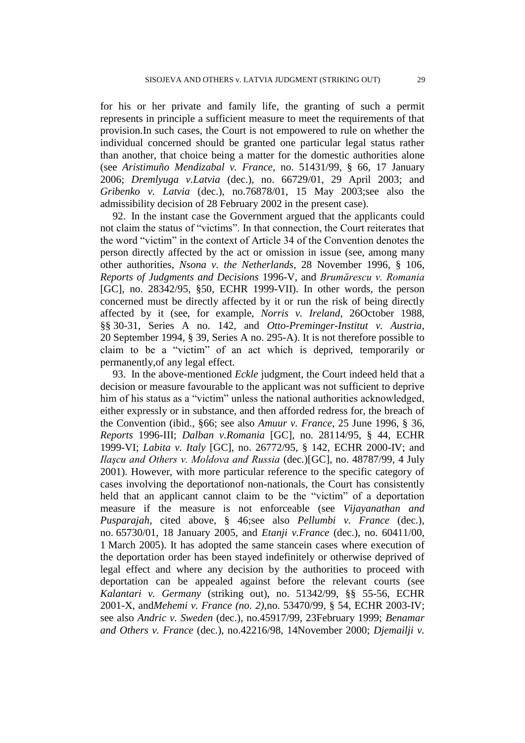for his or her private and family life, the granting of such a permit represents in principle a sufficient measure to meet the requirements of that provision.In such cases, the Court is not empowered to rule on whether the individual concerned should be granted one particular legal status rather than another, that choice being a matter for the domestic authorities alone (see *Aristimuño Mendizabal v. France*, no. 51431/99, § 66, 17 January 2006; *Dremlyuga v.Latvia* (dec.), no. 66729/01, 29 April 2003; and *Gribenko v. Latvia* (dec.), no.76878/01, 15 May 2003;see also the admissibility decision of 28 February 2002 in the present case).

92. In the instant case the Government argued that the applicants could not claim the status of "victims". In that connection, the Court reiterates that the word "victim" in the context of Article 34 of the Convention denotes the person directly affected by the act or omission in issue (see, among many other authorities, *Nsona v. the Netherlands*, 28 November 1996, § 106, *Reports of Judgments and Decisions* 1996-V, and *Brumărescu v. Romania* [GC], no. 28342/95, §50, ECHR 1999-VII). In other words, the person concerned must be directly affected by it or run the risk of being directly affected by it (see, for example, *Norris v. Ireland*, 26October 1988, §§ 30-31, Series A no. 142, and *Otto-Preminger-Institut v. Austria*, 20 September 1994, § 39, Series A no. 295-A). It is not therefore possible to claim to be a "victim" of an act which is deprived, temporarily or permanently,of any legal effect.

93. In the above-mentioned *Eckle* judgment, the Court indeed held that a decision or measure favourable to the applicant was not sufficient to deprive him of his status as a "victim" unless the national authorities acknowledged, either expressly or in substance, and then afforded redress for, the breach of the Convention (ibid., §66; see also *Amuur v. France*, 25 June 1996, § 36, *Reports* 1996-III; *Dalban v.Romania* [GC], no. 28114/95, § 44, ECHR 1999-VI; *Labita v. Italy* [GC], no. 26772/95, § 142, ECHR 2000-IV; and *Ilaşcu and Others v. Moldova and Russia* (dec.)[GC], no. 48787/99, 4 July 2001). However, with more particular reference to the specific category of cases involving the deportationof non-nationals, the Court has consistently held that an applicant cannot claim to be the "victim" of a deportation measure if the measure is not enforceable (see *Vijayanathan and Pusparajah*, cited above, § 46;see also *Pellumbi v. France* (dec.), no. 65730/01, 18 January 2005, and *Etanji v.France* (dec.), no. 60411/00, 1 March 2005). It has adopted the same stancein cases where execution of the deportation order has been stayed indefinitely or otherwise deprived of legal effect and where any decision by the authorities to proceed with deportation can be appealed against before the relevant courts (see *Kalantari v. Germany* (striking out), no. 51342/99, §§ 55-56, ECHR 2001-X, and*Mehemi v. France (no. 2)*,no. 53470/99, § 54, ECHR 2003-IV; see also *Andric v. Sweden* (dec.), no.45917/99, 23February 1999; *Benamar and Others v. France* (dec.), no.42216/98, 14November 2000; *Djemailji v.*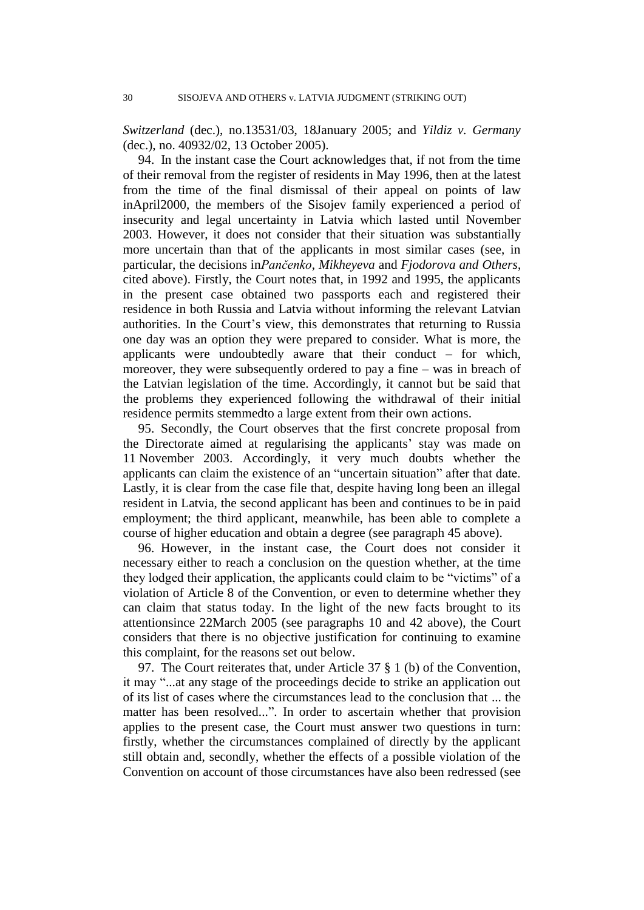*Switzerland* (dec.), no.13531/03, 18January 2005; and *Yildiz v. Germany* (dec.), no. 40932/02, 13 October 2005).

94. In the instant case the Court acknowledges that, if not from the time of their removal from the register of residents in May 1996, then at the latest from the time of the final dismissal of their appeal on points of law inApril2000, the members of the Sisojev family experienced a period of insecurity and legal uncertainty in Latvia which lasted until November 2003. However, it does not consider that their situation was substantially more uncertain than that of the applicants in most similar cases (see, in particular, the decisions in*Pančenko*, *Mikheyeva* and *Fjodorova and Others*, cited above). Firstly, the Court notes that, in 1992 and 1995, the applicants in the present case obtained two passports each and registered their residence in both Russia and Latvia without informing the relevant Latvian authorities. In the Court's view, this demonstrates that returning to Russia one day was an option they were prepared to consider. What is more, the applicants were undoubtedly aware that their conduct – for which, moreover, they were subsequently ordered to pay a fine – was in breach of the Latvian legislation of the time. Accordingly, it cannot but be said that the problems they experienced following the withdrawal of their initial residence permits stemmedto a large extent from their own actions.

95. Secondly, the Court observes that the first concrete proposal from the Directorate aimed at regularising the applicants' stay was made on 11 November 2003. Accordingly, it very much doubts whether the applicants can claim the existence of an "uncertain situation" after that date. Lastly, it is clear from the case file that, despite having long been an illegal resident in Latvia, the second applicant has been and continues to be in paid employment; the third applicant, meanwhile, has been able to complete a course of higher education and obtain a degree (see paragraph 45 above).

96. However, in the instant case, the Court does not consider it necessary either to reach a conclusion on the question whether, at the time they lodged their application, the applicants could claim to be "victims" of a violation of Article 8 of the Convention, or even to determine whether they can claim that status today. In the light of the new facts brought to its attentionsince 22March 2005 (see paragraphs 10 and 42 above), the Court considers that there is no objective justification for continuing to examine this complaint, for the reasons set out below.

97. The Court reiterates that, under Article 37 § 1 (b) of the Convention, it may "...at any stage of the proceedings decide to strike an application out of its list of cases where the circumstances lead to the conclusion that ... the matter has been resolved...". In order to ascertain whether that provision applies to the present case, the Court must answer two questions in turn: firstly, whether the circumstances complained of directly by the applicant still obtain and, secondly, whether the effects of a possible violation of the Convention on account of those circumstances have also been redressed (see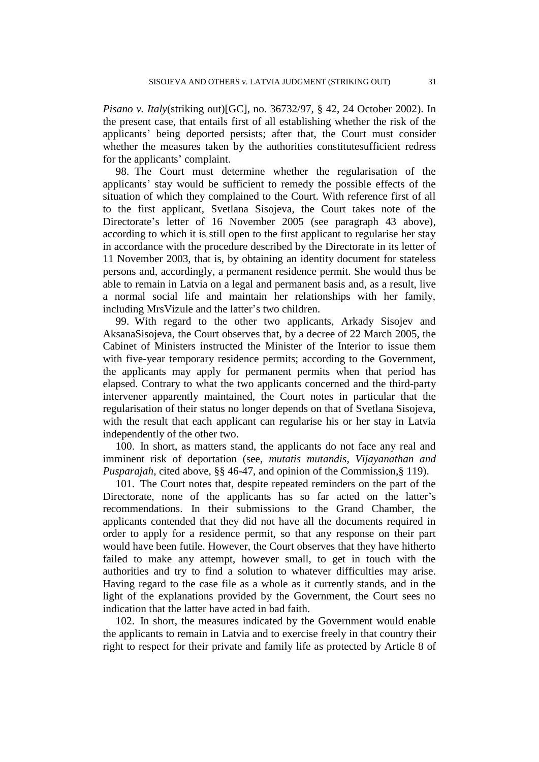*Pisano v. Italy*(striking out)[GC], no. 36732/97, § 42, 24 October 2002). In the present case, that entails first of all establishing whether the risk of the applicants' being deported persists; after that, the Court must consider whether the measures taken by the authorities constitutesufficient redress for the applicants' complaint.

98. The Court must determine whether the regularisation of the applicants' stay would be sufficient to remedy the possible effects of the situation of which they complained to the Court. With reference first of all to the first applicant, Svetlana Sisojeva, the Court takes note of the Directorate's letter of 16 November 2005 (see paragraph 43 above), according to which it is still open to the first applicant to regularise her stay in accordance with the procedure described by the Directorate in its letter of 11 November 2003, that is, by obtaining an identity document for stateless persons and, accordingly, a permanent residence permit. She would thus be able to remain in Latvia on a legal and permanent basis and, as a result, live a normal social life and maintain her relationships with her family, including MrsVizule and the latter's two children.

99. With regard to the other two applicants, Arkady Sisojev and AksanaSisojeva, the Court observes that, by a decree of 22 March 2005, the Cabinet of Ministers instructed the Minister of the Interior to issue them with five-year temporary residence permits; according to the Government, the applicants may apply for permanent permits when that period has elapsed. Contrary to what the two applicants concerned and the third-party intervener apparently maintained, the Court notes in particular that the regularisation of their status no longer depends on that of Svetlana Sisojeva, with the result that each applicant can regularise his or her stay in Latvia independently of the other two.

100. In short, as matters stand, the applicants do not face any real and imminent risk of deportation (see, *mutatis mutandis*, *Vijayanathan and Pusparajah*, cited above, §§ 46-47, and opinion of the Commission,§ 119).

101. The Court notes that, despite repeated reminders on the part of the Directorate, none of the applicants has so far acted on the latter's recommendations. In their submissions to the Grand Chamber, the applicants contended that they did not have all the documents required in order to apply for a residence permit, so that any response on their part would have been futile. However, the Court observes that they have hitherto failed to make any attempt, however small, to get in touch with the authorities and try to find a solution to whatever difficulties may arise. Having regard to the case file as a whole as it currently stands, and in the light of the explanations provided by the Government, the Court sees no indication that the latter have acted in bad faith.

102. In short, the measures indicated by the Government would enable the applicants to remain in Latvia and to exercise freely in that country their right to respect for their private and family life as protected by Article 8 of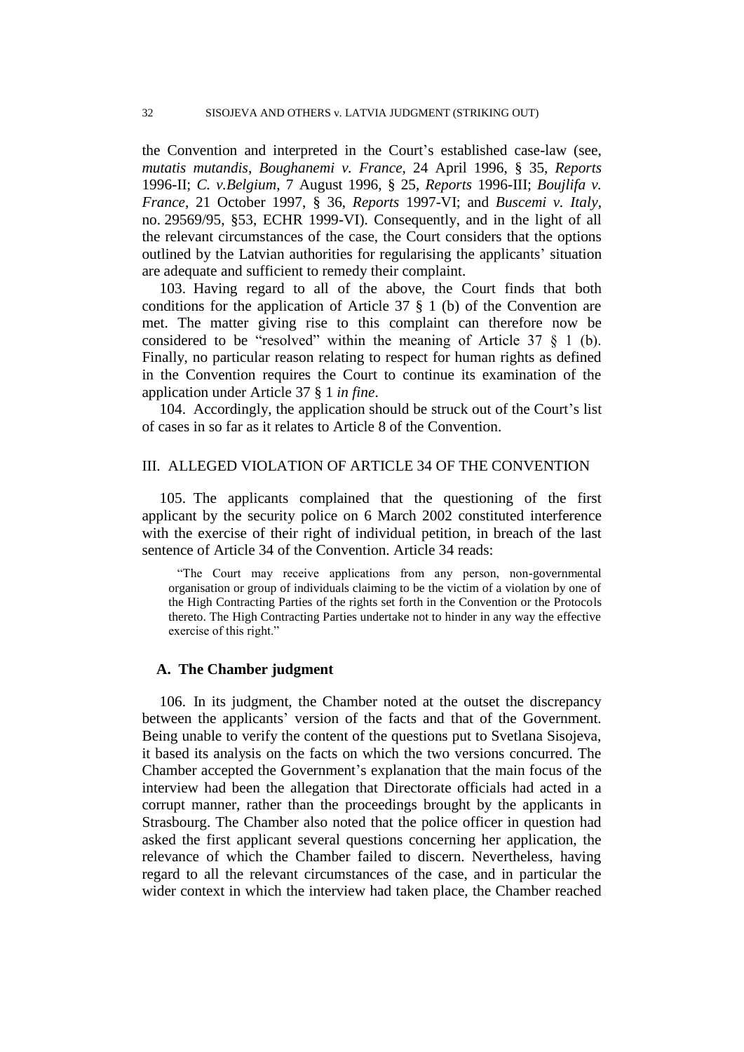the Convention and interpreted in the Court's established case-law (see, *mutatis mutandis*, *Boughanemi v. France*, 24 April 1996, § 35, *Reports* 1996-II; *C. v.Belgium*, 7 August 1996, § 25, *Reports* 1996-III; *Boujlifa v. France*, 21 October 1997, § 36, *Reports* 1997-VI; and *Buscemi v. Italy*, no. 29569/95, §53, ECHR 1999-VI). Consequently, and in the light of all the relevant circumstances of the case, the Court considers that the options outlined by the Latvian authorities for regularising the applicants' situation are adequate and sufficient to remedy their complaint.

103. Having regard to all of the above, the Court finds that both conditions for the application of Article 37 § 1 (b) of the Convention are met. The matter giving rise to this complaint can therefore now be considered to be "resolved" within the meaning of Article 37 § 1 (b). Finally, no particular reason relating to respect for human rights as defined in the Convention requires the Court to continue its examination of the application under Article 37 § 1 *in fine*.

104. Accordingly, the application should be struck out of the Court's list of cases in so far as it relates to Article 8 of the Convention.

## III. ALLEGED VIOLATION OF ARTICLE 34 OF THE CONVENTION

105. The applicants complained that the questioning of the first applicant by the security police on 6 March 2002 constituted interference with the exercise of their right of individual petition, in breach of the last sentence of Article 34 of the Convention. Article 34 reads:

> "The Court may receive applications from any person, non-governmental organisation or group of individuals claiming to be the victim of a violation by one of the High Contracting Parties of the rights set forth in the Convention or the Protocols thereto. The High Contracting Parties undertake not to hinder in any way the effective exercise of this right."

### A. The Chamber judgment

106. In its judgment, the Chamber noted at the outset the discrepancy between the applicants' version of the facts and that of the Government. Being unable to verify the content of the questions put to Svetlana Sisojeva, it based its analysis on the facts on which the two versions concurred. The Chamber accepted the Government's explanation that the main focus of the interview had been the allegation that Directorate officials had acted in a corrupt manner, rather than the proceedings brought by the applicants in Strasbourg. The Chamber also noted that the police officer in question had asked the first applicant several questions concerning her application, the relevance of which the Chamber failed to discern. Nevertheless, having regard to all the relevant circumstances of the case, and in particular the wider context in which the interview had taken place, the Chamber reached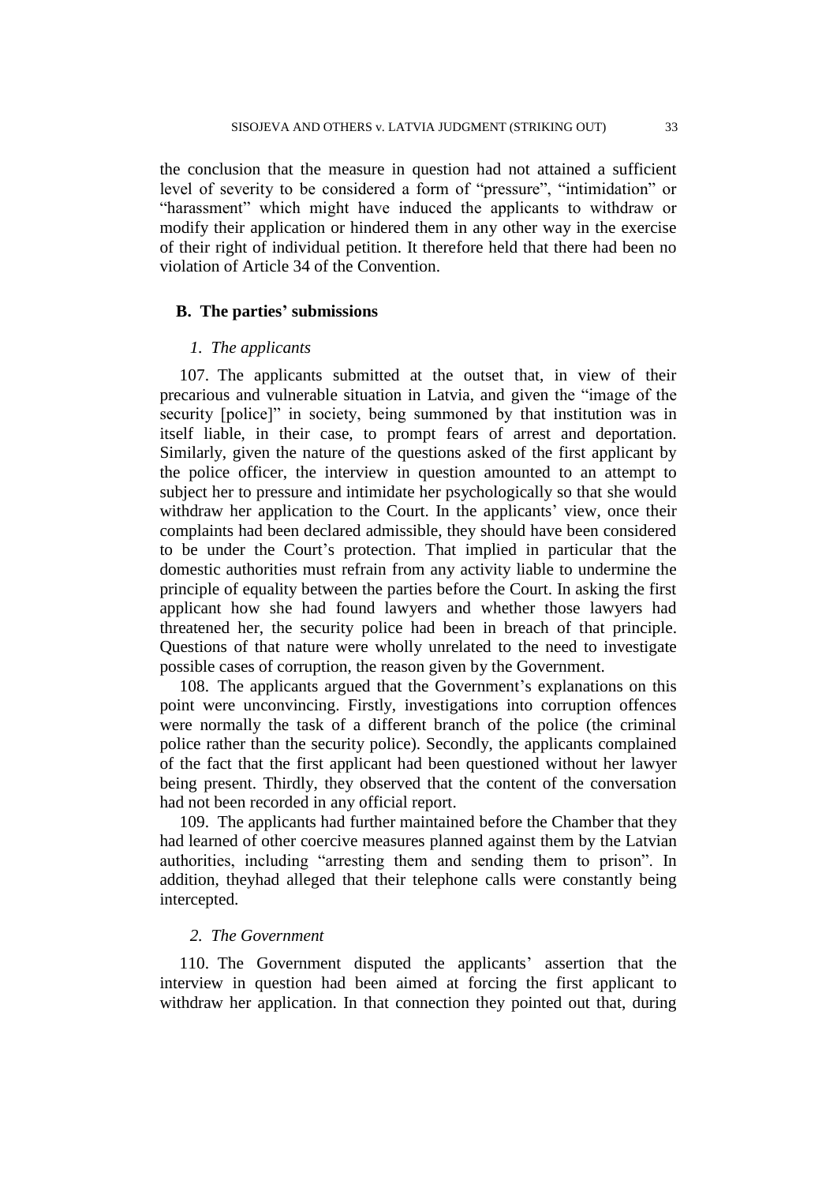the conclusion that the measure in question had not attained a sufficient level of severity to be considered a form of "pressure", "intimidation" or "harassment" which might have induced the applicants to withdraw or modify their application or hindered them in any other way in the exercise of their right of individual petition. It therefore held that there had been no violation of Article 34 of the Convention.

## B. The parties' submissions

### *1. The applicants*

107. The applicants submitted at the outset that, in view of their precarious and vulnerable situation in Latvia, and given the "image of the security [police]" in society, being summoned by that institution was in itself liable, in their case, to prompt fears of arrest and deportation. Similarly, given the nature of the questions asked of the first applicant by the police officer, the interview in question amounted to an attempt to subject her to pressure and intimidate her psychologically so that she would withdraw her application to the Court. In the applicants' view, once their complaints had been declared admissible, they should have been considered to be under the Court's protection. That implied in particular that the domestic authorities must refrain from any activity liable to undermine the principle of equality between the parties before the Court. In asking the first applicant how she had found lawyers and whether those lawyers had threatened her, the security police had been in breach of that principle. Questions of that nature were wholly unrelated to the need to investigate possible cases of corruption, the reason given by the Government.

108. The applicants argued that the Government's explanations on this point were unconvincing. Firstly, investigations into corruption offences were normally the task of a different branch of the police (the criminal police rather than the security police). Secondly, the applicants complained of the fact that the first applicant had been questioned without her lawyer being present. Thirdly, they observed that the content of the conversation had not been recorded in any official report.

109. The applicants had further maintained before the Chamber that they had learned of other coercive measures planned against them by the Latvian authorities, including "arresting them and sending them to prison". In addition, theyhad alleged that their telephone calls were constantly being intercepted.

### *2. The Government*

110. The Government disputed the applicants' assertion that the interview in question had been aimed at forcing the first applicant to withdraw her application. In that connection they pointed out that, during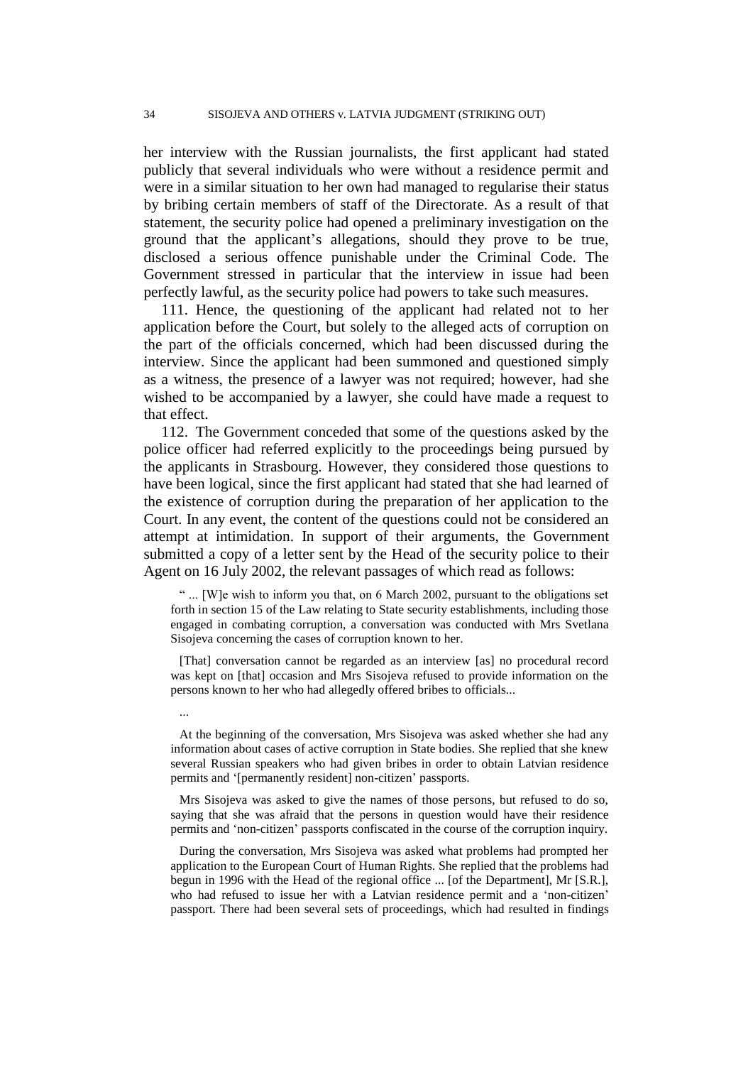her interview with the Russian journalists, the first applicant had stated publicly that several individuals who were without a residence permit and were in a similar situation to her own had managed to regularise their status by bribing certain members of staff of the Directorate. As a result of that statement, the security police had opened a preliminary investigation on the ground that the applicant's allegations, should they prove to be true, disclosed a serious offence punishable under the Criminal Code. The Government stressed in particular that the interview in issue had been perfectly lawful, as the security police had powers to take such measures.

111. Hence, the questioning of the applicant had related not to her application before the Court, but solely to the alleged acts of corruption on the part of the officials concerned, which had been discussed during the interview. Since the applicant had been summoned and questioned simply as a witness, the presence of a lawyer was not required; however, had she wished to be accompanied by a lawyer, she could have made a request to that effect.

112. The Government conceded that some of the questions asked by the police officer had referred explicitly to the proceedings being pursued by the applicants in Strasbourg. However, they considered those questions to have been logical, since the first applicant had stated that she had learned of the existence of corruption during the preparation of her application to the Court. In any event, the content of the questions could not be considered an attempt at intimidation. In support of their arguments, the Government submitted a copy of a letter sent by the Head of the security police to their Agent on 16 July 2002, the relevant passages of which read as follows:

> " ... [W]e wish to inform you that, on 6 March 2002, pursuant to the obligations set forth in section 15 of the Law relating to State security establishments, including those engaged in combating corruption, a conversation was conducted with Mrs Svetlana Sisojeva concerning the cases of corruption known to her.
>
> [That] conversation cannot be regarded as an interview [as] no procedural record was kept on [that] occasion and Mrs Sisojeva refused to provide information on the persons known to her who had allegedly offered bribes to officials...
>
> ...
>
> At the beginning of the conversation, Mrs Sisojeva was asked whether she had any information about cases of active corruption in State bodies. She replied that she knew several Russian speakers who had given bribes in order to obtain Latvian residence permits and '[permanently resident] non-citizen' passports.
>
> Mrs Sisojeva was asked to give the names of those persons, but refused to do so, saying that she was afraid that the persons in question would have their residence permits and 'non-citizen' passports confiscated in the course of the corruption inquiry.
>
> During the conversation, Mrs Sisojeva was asked what problems had prompted her application to the European Court of Human Rights. She replied that the problems had begun in 1996 with the Head of the regional office ... [of the Department], Mr [S.R.], who had refused to issue her with a Latvian residence permit and a 'non-citizen' passport. There had been several sets of proceedings, which had resulted in findings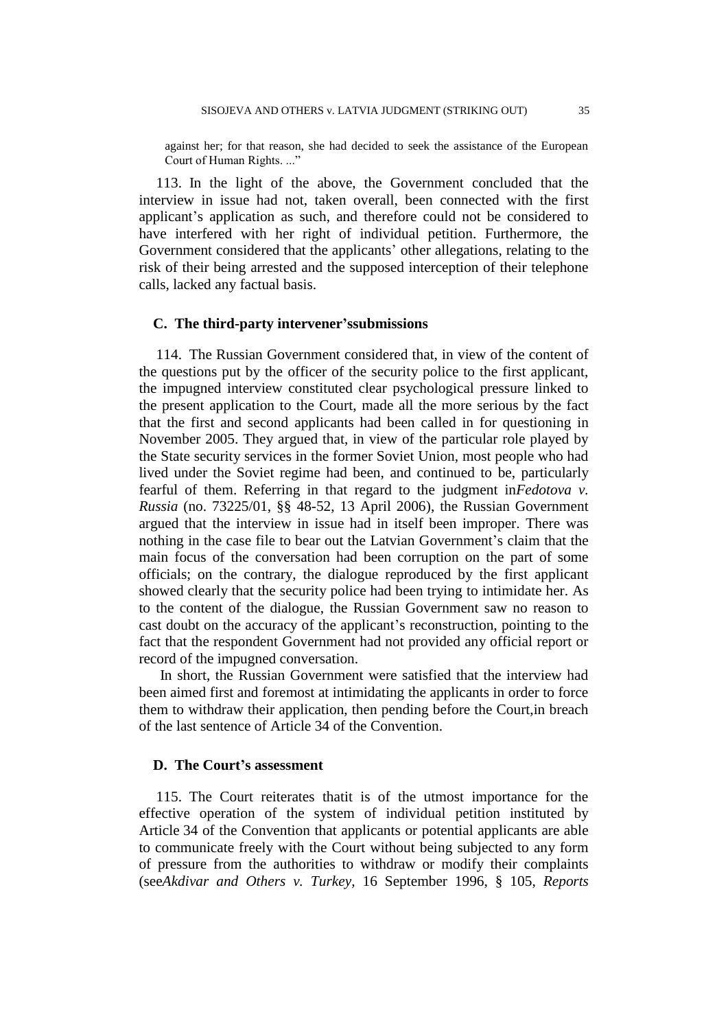against her; for that reason, she had decided to seek the assistance of the European Court of Human Rights. ..."

113. In the light of the above, the Government concluded that the interview in issue had not, taken overall, been connected with the first applicant's application as such, and therefore could not be considered to have interfered with her right of individual petition. Furthermore, the Government considered that the applicants' other allegations, relating to the risk of their being arrested and the supposed interception of their telephone calls, lacked any factual basis.

### C. The third-party intervener'ssubmissions

114. The Russian Government considered that, in view of the content of the questions put by the officer of the security police to the first applicant, the impugned interview constituted clear psychological pressure linked to the present application to the Court, made all the more serious by the fact that the first and second applicants had been called in for questioning in November 2005. They argued that, in view of the particular role played by the State security services in the former Soviet Union, most people who had lived under the Soviet regime had been, and continued to be, particularly fearful of them. Referring in that regard to the judgment in*Fedotova v. Russia* (no. 73225/01, §§ 48-52, 13 April 2006), the Russian Government argued that the interview in issue had in itself been improper. There was nothing in the case file to bear out the Latvian Government's claim that the main focus of the conversation had been corruption on the part of some officials; on the contrary, the dialogue reproduced by the first applicant showed clearly that the security police had been trying to intimidate her. As to the content of the dialogue, the Russian Government saw no reason to cast doubt on the accuracy of the applicant's reconstruction, pointing to the fact that the respondent Government had not provided any official report or record of the impugned conversation.

In short, the Russian Government were satisfied that the interview had been aimed first and foremost at intimidating the applicants in order to force them to withdraw their application, then pending before the Court,in breach of the last sentence of Article 34 of the Convention.

### D. The Court's assessment

115. The Court reiterates thatit is of the utmost importance for the effective operation of the system of individual petition instituted by Article 34 of the Convention that applicants or potential applicants are able to communicate freely with the Court without being subjected to any form of pressure from the authorities to withdraw or modify their complaints (see*Akdivar and Others v. Turkey*, 16 September 1996, § 105, *Reports*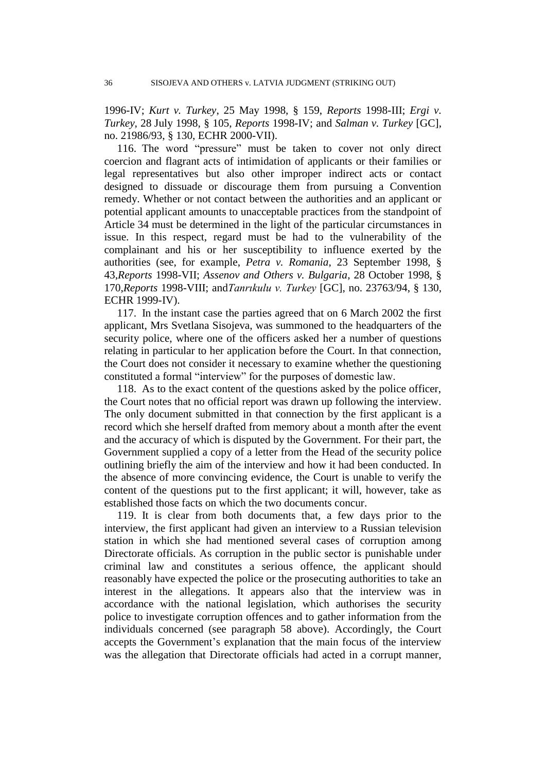1996-IV; *Kurt v. Turkey*, 25 May 1998, § 159, *Reports* 1998-III; *Ergi v. Turkey*, 28 July 1998, § 105, *Reports* 1998-IV; and *Salman v. Turkey* [GC], no. 21986/93, § 130, ECHR 2000-VII).

116. The word "pressure" must be taken to cover not only direct coercion and flagrant acts of intimidation of applicants or their families or legal representatives but also other improper indirect acts or contact designed to dissuade or discourage them from pursuing a Convention remedy. Whether or not contact between the authorities and an applicant or potential applicant amounts to unacceptable practices from the standpoint of Article 34 must be determined in the light of the particular circumstances in issue. In this respect, regard must be had to the vulnerability of the complainant and his or her susceptibility to influence exerted by the authorities (see, for example, *Petra v. Romania*, 23 September 1998, § 43,*Reports* 1998-VII; *Assenov and Others v. Bulgaria*, 28 October 1998, § 170,*Reports* 1998-VIII; and*Tanrıkulu v. Turkey* [GC], no. 23763/94, § 130, ECHR 1999-IV).

117. In the instant case the parties agreed that on 6 March 2002 the first applicant, Mrs Svetlana Sisojeva, was summoned to the headquarters of the security police, where one of the officers asked her a number of questions relating in particular to her application before the Court. In that connection, the Court does not consider it necessary to examine whether the questioning constituted a formal "interview" for the purposes of domestic law.

118. As to the exact content of the questions asked by the police officer, the Court notes that no official report was drawn up following the interview. The only document submitted in that connection by the first applicant is a record which she herself drafted from memory about a month after the event and the accuracy of which is disputed by the Government. For their part, the Government supplied a copy of a letter from the Head of the security police outlining briefly the aim of the interview and how it had been conducted. In the absence of more convincing evidence, the Court is unable to verify the content of the questions put to the first applicant; it will, however, take as established those facts on which the two documents concur.

119. It is clear from both documents that, a few days prior to the interview, the first applicant had given an interview to a Russian television station in which she had mentioned several cases of corruption among Directorate officials. As corruption in the public sector is punishable under criminal law and constitutes a serious offence, the applicant should reasonably have expected the police or the prosecuting authorities to take an interest in the allegations. It appears also that the interview was in accordance with the national legislation, which authorises the security police to investigate corruption offences and to gather information from the individuals concerned (see paragraph 58 above). Accordingly, the Court accepts the Government's explanation that the main focus of the interview was the allegation that Directorate officials had acted in a corrupt manner,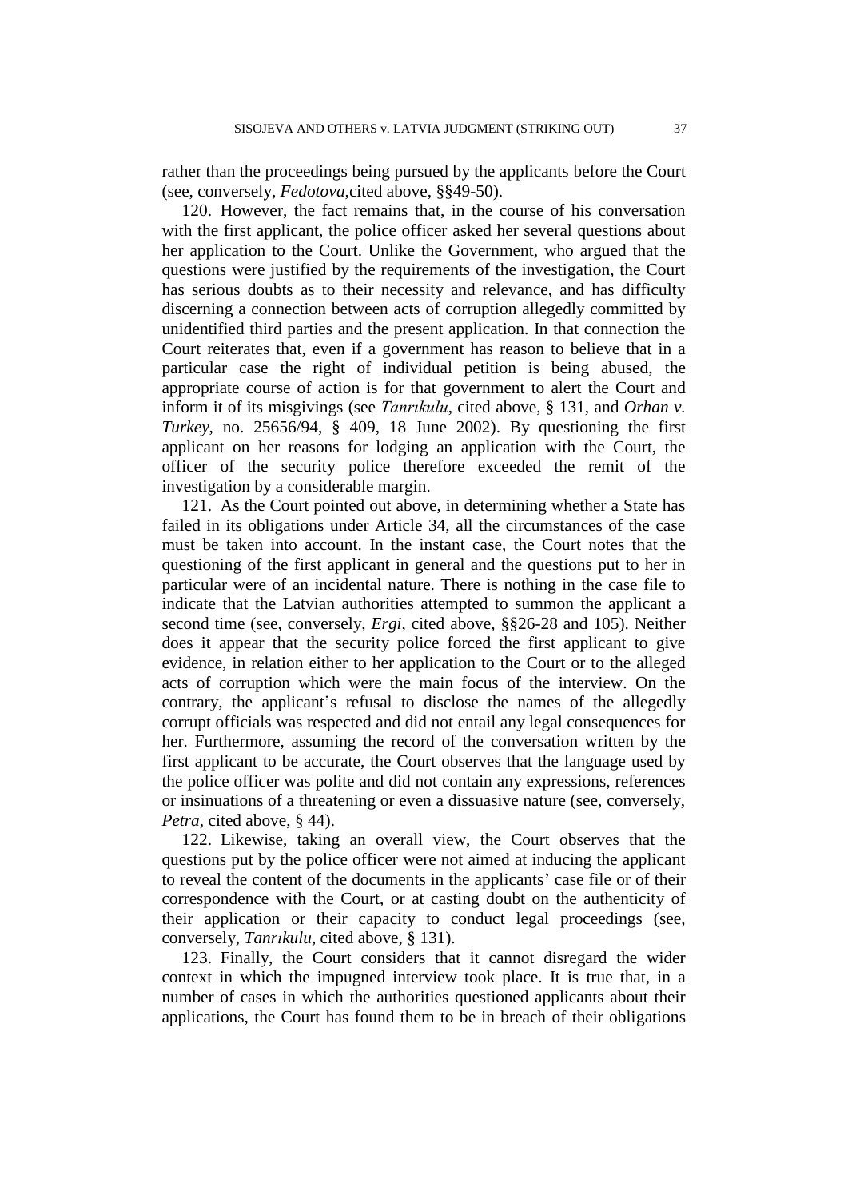rather than the proceedings being pursued by the applicants before the Court (see, conversely, *Fedotova,*cited above, §§49-50).

120. However, the fact remains that, in the course of his conversation with the first applicant, the police officer asked her several questions about her application to the Court. Unlike the Government, who argued that the questions were justified by the requirements of the investigation, the Court has serious doubts as to their necessity and relevance, and has difficulty discerning a connection between acts of corruption allegedly committed by unidentified third parties and the present application. In that connection the Court reiterates that, even if a government has reason to believe that in a particular case the right of individual petition is being abused, the appropriate course of action is for that government to alert the Court and inform it of its misgivings (see *Tanrıkulu*, cited above, § 131, and *Orhan v. Turkey*, no. 25656/94, § 409, 18 June 2002). By questioning the first applicant on her reasons for lodging an application with the Court, the officer of the security police therefore exceeded the remit of the investigation by a considerable margin.

121. As the Court pointed out above, in determining whether a State has failed in its obligations under Article 34, all the circumstances of the case must be taken into account. In the instant case, the Court notes that the questioning of the first applicant in general and the questions put to her in particular were of an incidental nature. There is nothing in the case file to indicate that the Latvian authorities attempted to summon the applicant a second time (see, conversely, *Ergi*, cited above, §§26-28 and 105). Neither does it appear that the security police forced the first applicant to give evidence, in relation either to her application to the Court or to the alleged acts of corruption which were the main focus of the interview. On the contrary, the applicant's refusal to disclose the names of the allegedly corrupt officials was respected and did not entail any legal consequences for her. Furthermore, assuming the record of the conversation written by the first applicant to be accurate, the Court observes that the language used by the police officer was polite and did not contain any expressions, references or insinuations of a threatening or even a dissuasive nature (see, conversely, *Petra*, cited above, § 44).

122. Likewise, taking an overall view, the Court observes that the questions put by the police officer were not aimed at inducing the applicant to reveal the content of the documents in the applicants' case file or of their correspondence with the Court, or at casting doubt on the authenticity of their application or their capacity to conduct legal proceedings (see, conversely, *Tanrıkulu*, cited above, § 131).

123. Finally, the Court considers that it cannot disregard the wider context in which the impugned interview took place. It is true that, in a number of cases in which the authorities questioned applicants about their applications, the Court has found them to be in breach of their obligations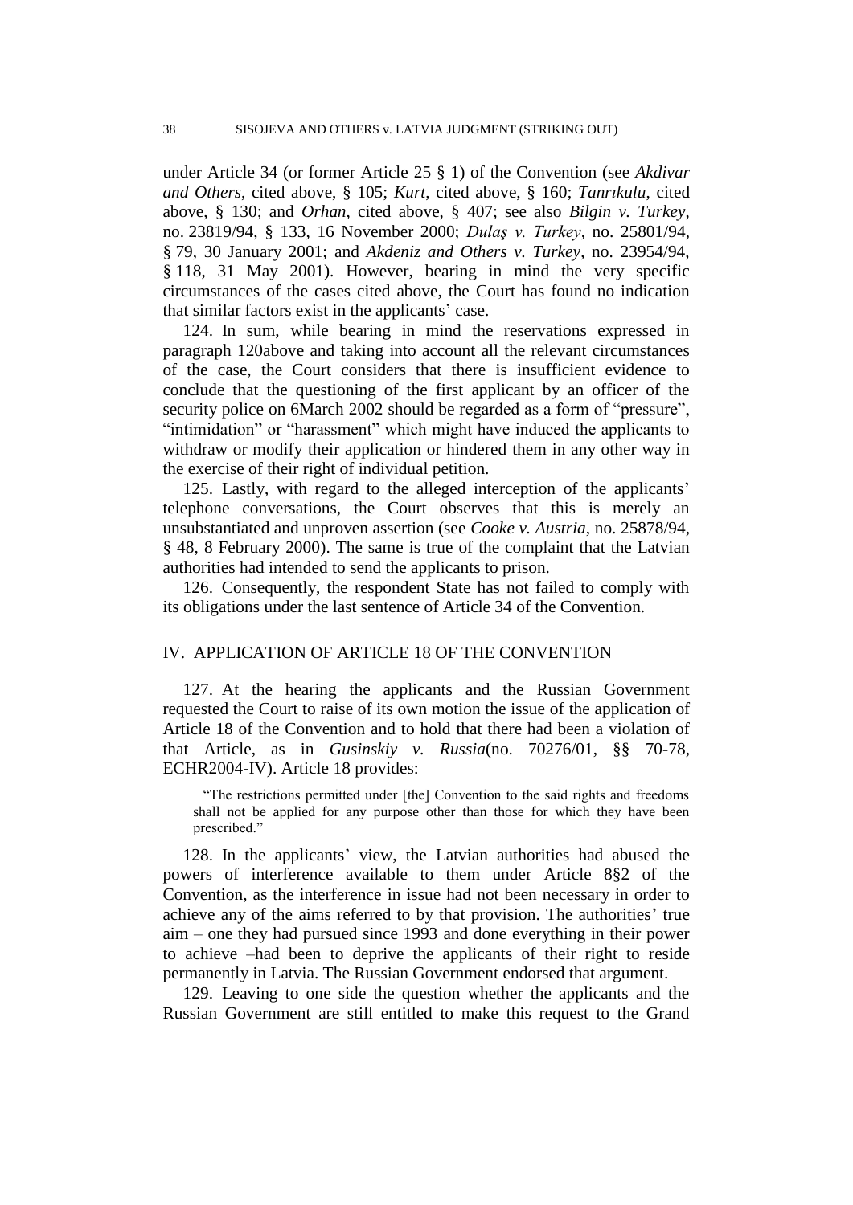under Article 34 (or former Article 25 § 1) of the Convention (see *Akdivar and Others*, cited above, § 105; *Kurt*, cited above, § 160; *Tanrıkulu*, cited above, § 130; and *Orhan*, cited above, § 407; see also *Bilgin v. Turkey*, no. 23819/94, § 133, 16 November 2000; *Dulaş v. Turkey*, no. 25801/94, § 79, 30 January 2001; and *Akdeniz and Others v. Turkey*, no. 23954/94, § 118, 31 May 2001). However, bearing in mind the very specific circumstances of the cases cited above, the Court has found no indication that similar factors exist in the applicants' case.

124. In sum, while bearing in mind the reservations expressed in paragraph 120above and taking into account all the relevant circumstances of the case, the Court considers that there is insufficient evidence to conclude that the questioning of the first applicant by an officer of the security police on 6March 2002 should be regarded as a form of "pressure", "intimidation" or "harassment" which might have induced the applicants to withdraw or modify their application or hindered them in any other way in the exercise of their right of individual petition.

125. Lastly, with regard to the alleged interception of the applicants' telephone conversations, the Court observes that this is merely an unsubstantiated and unproven assertion (see *Cooke v. Austria*, no. 25878/94, § 48, 8 February 2000). The same is true of the complaint that the Latvian authorities had intended to send the applicants to prison.

126. Consequently, the respondent State has not failed to comply with its obligations under the last sentence of Article 34 of the Convention.

## IV. APPLICATION OF ARTICLE 18 OF THE CONVENTION

127. At the hearing the applicants and the Russian Government requested the Court to raise of its own motion the issue of the application of Article 18 of the Convention and to hold that there had been a violation of that Article, as in *Gusinskiy v. Russia*(no. 70276/01, §§ 70-78, ECHR2004-IV). Article 18 provides:

> "The restrictions permitted under [the] Convention to the said rights and freedoms shall not be applied for any purpose other than those for which they have been prescribed."

128. In the applicants' view, the Latvian authorities had abused the powers of interference available to them under Article 8§2 of the Convention, as the interference in issue had not been necessary in order to achieve any of the aims referred to by that provision. The authorities' true aim – one they had pursued since 1993 and done everything in their power to achieve –had been to deprive the applicants of their right to reside permanently in Latvia. The Russian Government endorsed that argument.

129. Leaving to one side the question whether the applicants and the Russian Government are still entitled to make this request to the Grand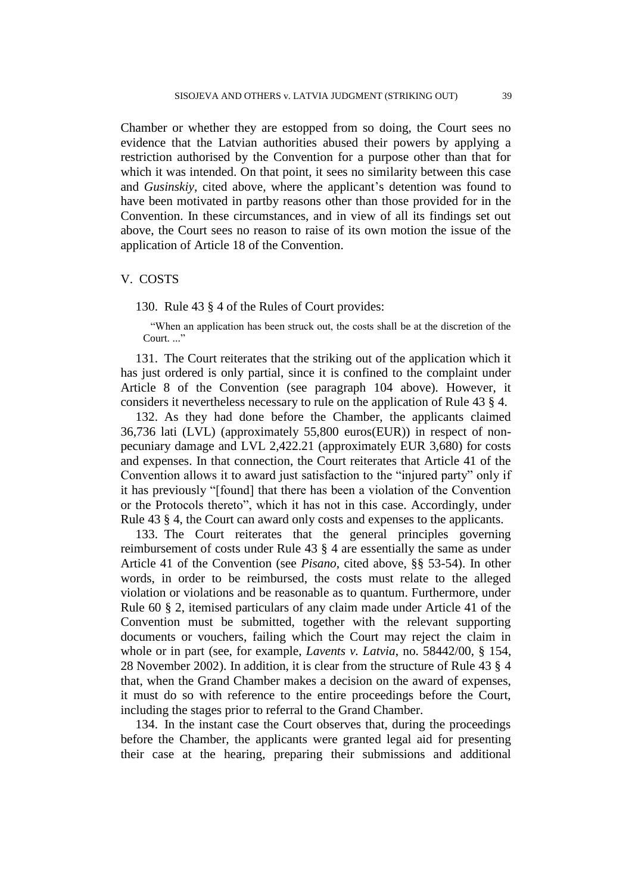Chamber or whether they are estopped from so doing, the Court sees no evidence that the Latvian authorities abused their powers by applying a restriction authorised by the Convention for a purpose other than that for which it was intended. On that point, it sees no similarity between this case and *Gusinskiy*, cited above, where the applicant's detention was found to have been motivated in partby reasons other than those provided for in the Convention. In these circumstances, and in view of all its findings set out above, the Court sees no reason to raise of its own motion the issue of the application of Article 18 of the Convention.

## V. COSTS

130. Rule 43 § 4 of the Rules of Court provides:

> "When an application has been struck out, the costs shall be at the discretion of the Court. ..."

131. The Court reiterates that the striking out of the application which it has just ordered is only partial, since it is confined to the complaint under Article 8 of the Convention (see paragraph 104 above). However, it considers it nevertheless necessary to rule on the application of Rule 43 § 4.

132. As they had done before the Chamber, the applicants claimed 36,736 lati (LVL) (approximately 55,800 euros(EUR)) in respect of non-pecuniary damage and LVL 2,422.21 (approximately EUR 3,680) for costs and expenses. In that connection, the Court reiterates that Article 41 of the Convention allows it to award just satisfaction to the "injured party" only if it has previously "[found] that there has been a violation of the Convention or the Protocols thereto", which it has not in this case. Accordingly, under Rule 43 § 4, the Court can award only costs and expenses to the applicants.

133. The Court reiterates that the general principles governing reimbursement of costs under Rule 43 § 4 are essentially the same as under Article 41 of the Convention (see *Pisano*, cited above, §§ 53-54). In other words, in order to be reimbursed, the costs must relate to the alleged violation or violations and be reasonable as to quantum. Furthermore, under Rule 60 § 2, itemised particulars of any claim made under Article 41 of the Convention must be submitted, together with the relevant supporting documents or vouchers, failing which the Court may reject the claim in whole or in part (see, for example, *Lavents v. Latvia*, no. 58442/00, § 154, 28 November 2002). In addition, it is clear from the structure of Rule 43 § 4 that, when the Grand Chamber makes a decision on the award of expenses, it must do so with reference to the entire proceedings before the Court, including the stages prior to referral to the Grand Chamber.

134. In the instant case the Court observes that, during the proceedings before the Chamber, the applicants were granted legal aid for presenting their case at the hearing, preparing their submissions and additional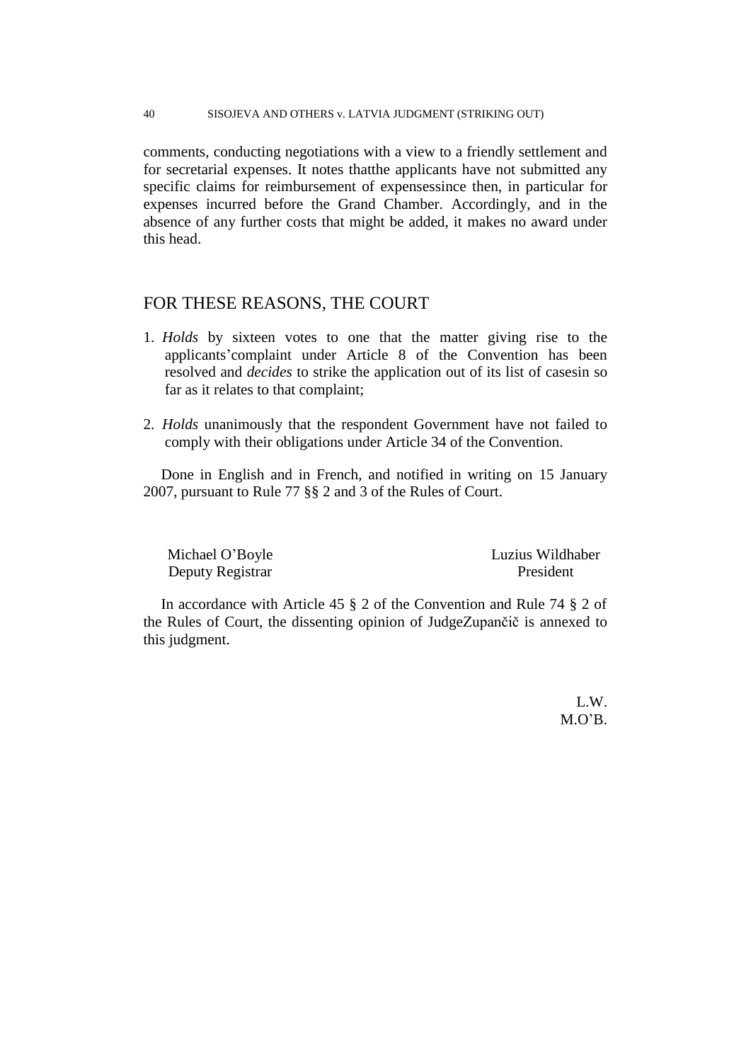comments, conducting negotiations with a view to a friendly settlement and for secretarial expenses. It notes thatthe applicants have not submitted any specific claims for reimbursement of expensessince then, in particular for expenses incurred before the Grand Chamber. Accordingly, and in the absence of any further costs that might be added, it makes no award under this head.

## FOR THESE REASONS, THE COURT

1. *Holds* by sixteen votes to one that the matter giving rise to the applicants'complaint under Article 8 of the Convention has been resolved and *decides* to strike the application out of its list of casesin so far as it relates to that complaint;

2. *Holds* unanimously that the respondent Government have not failed to comply with their obligations under Article 34 of the Convention.

Done in English and in French, and notified in writing on 15 January 2007, pursuant to Rule 77 §§ 2 and 3 of the Rules of Court.

Michael O'Boyle
Deputy Registrar

Luzius Wildhaber
President

In accordance with Article 45 § 2 of the Convention and Rule 74 § 2 of the Rules of Court, the dissenting opinion of JudgeZupančič is annexed to this judgment.

L.W.
M.O'B.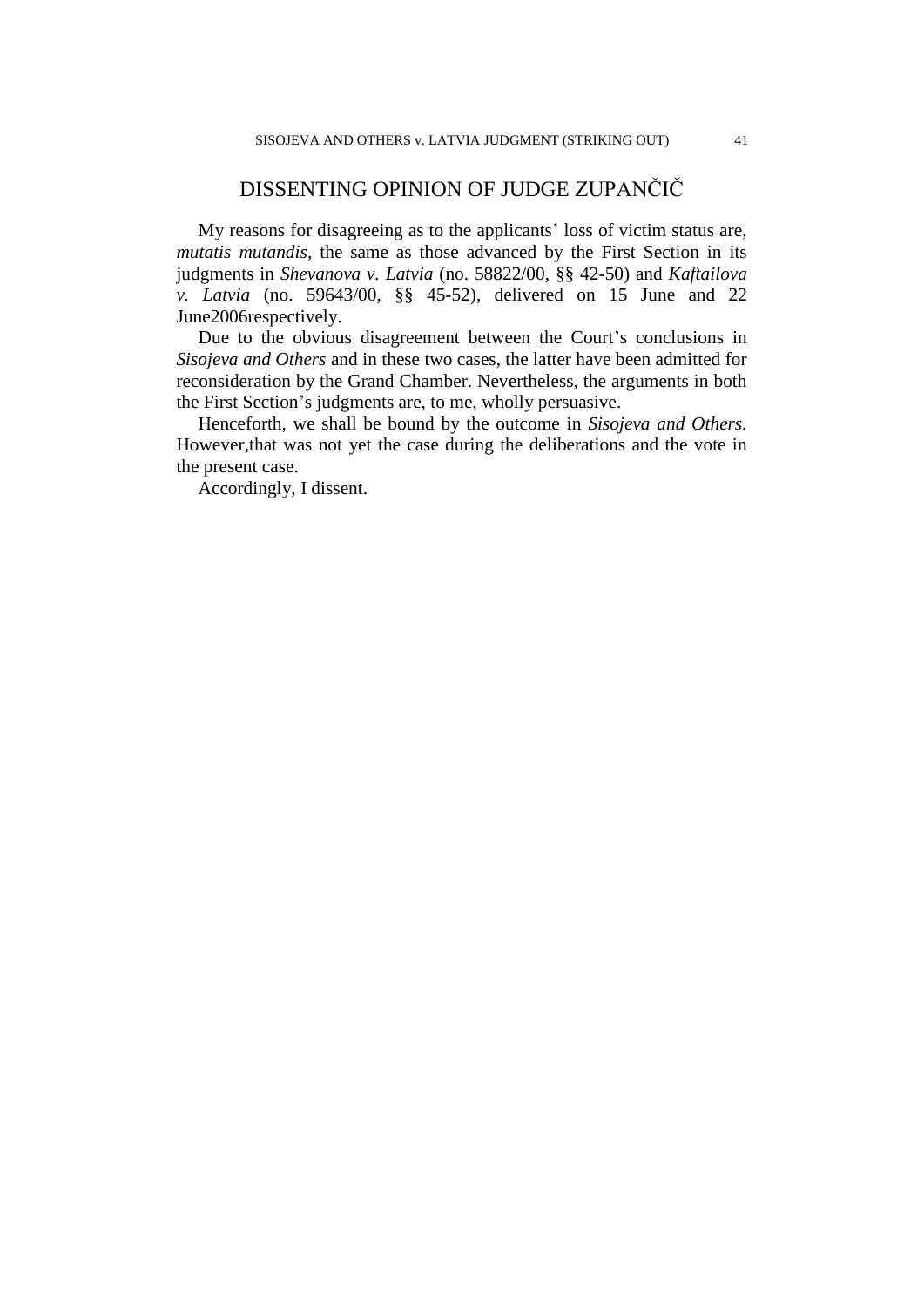# DISSENTING OPINION OF JUDGE ZUPANČIČ

My reasons for disagreeing as to the applicants' loss of victim status are, *mutatis mutandis*, the same as those advanced by the First Section in its judgments in *Shevanova v. Latvia* (no. 58822/00, §§ 42-50) and *Kaftailova v. Latvia* (no. 59643/00, §§ 45-52), delivered on 15 June and 22 June2006respectively.

Due to the obvious disagreement between the Court's conclusions in *Sisojeva and Others* and in these two cases, the latter have been admitted for reconsideration by the Grand Chamber. Nevertheless, the arguments in both the First Section's judgments are, to me, wholly persuasive.

Henceforth, we shall be bound by the outcome in *Sisojeva and Others*. However,that was not yet the case during the deliberations and the vote in the present case.

Accordingly, I dissent.